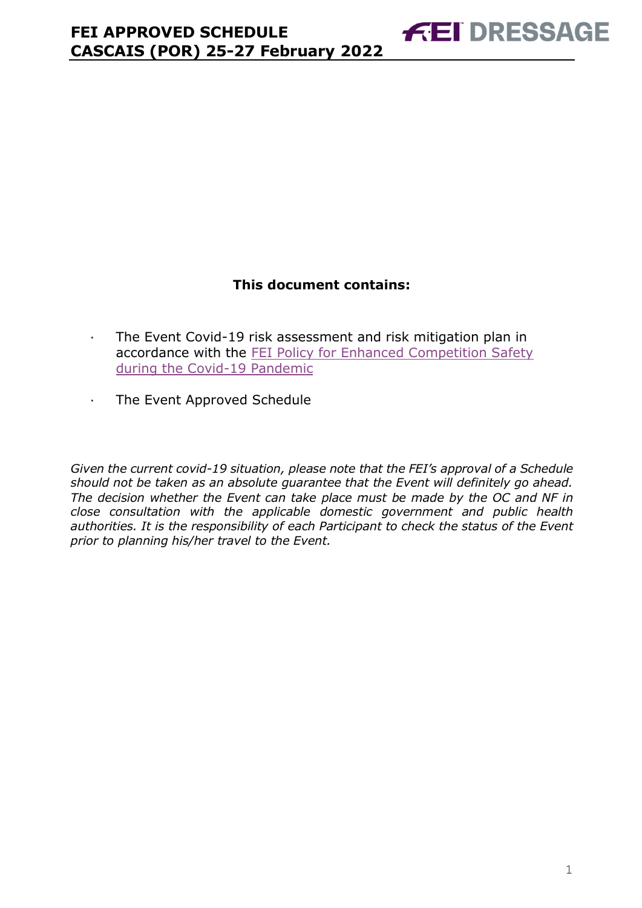**This document contains:**

- The Event Covid-19 risk assessment and risk mitigation plan in accordance with the FEI Policy for Enhanced Competition Safety during the Covid-19 Pandemic
- The Event Approved Schedule

*Given the current covid-19 situation, please note that the FEI's approval of a Schedule should not be taken as an absolute guarantee that the Event will definitely go ahead. The decision whether the Event can take place must be made by the OC and NF in close consultation with the applicable domestic government and public health authorities. It is the responsibility of each Participant to check the status of the Event prior to planning his/her travel to the Event.*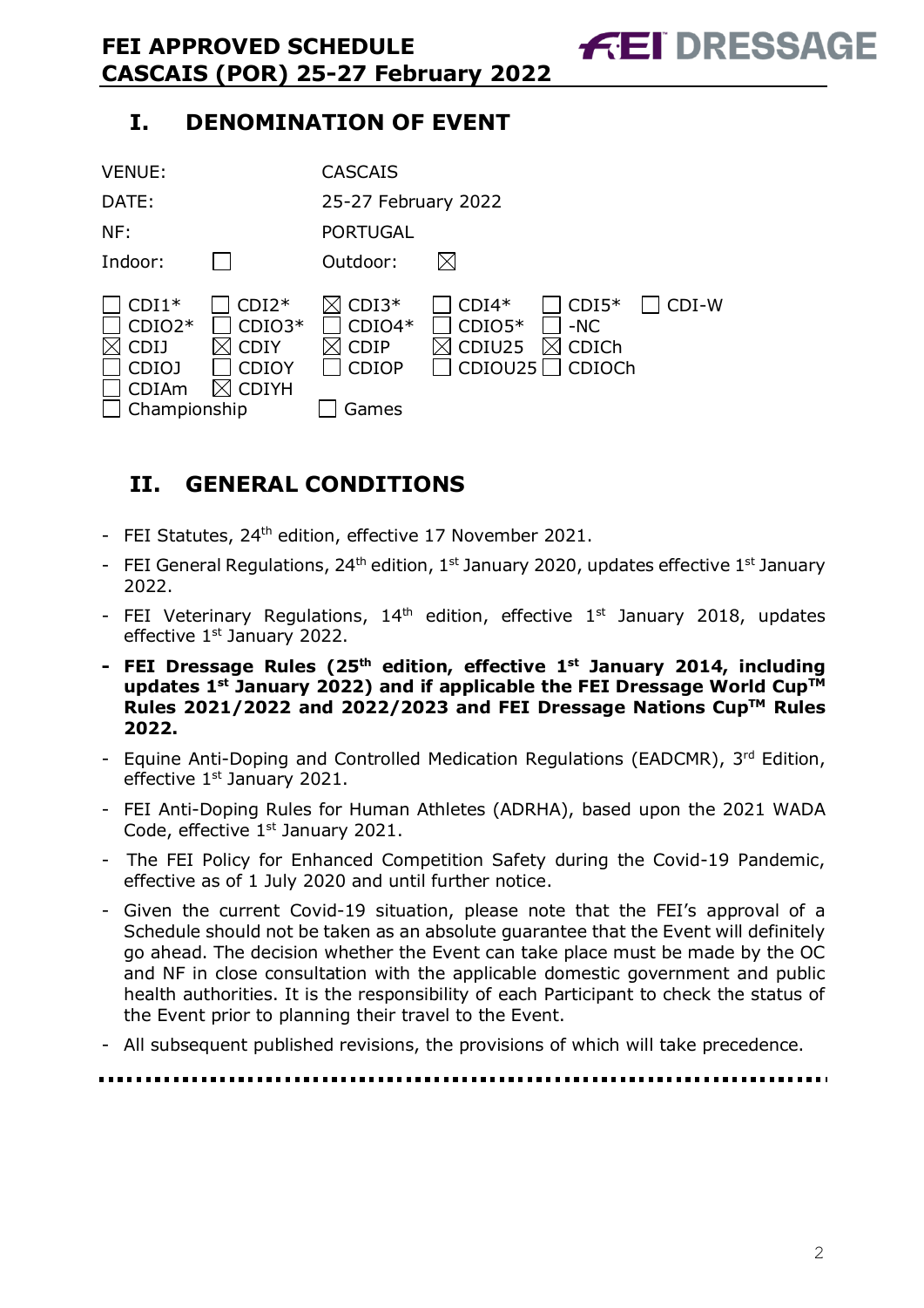# I. DENOMINATION OF EVENT

| | | | |
|---|---|---|---|
| VENUE: | | CASCAIS | |
| DATE: | | 25-27 February 2022 | |
| NF: | | PORTUGAL | |
| Indoor: | ☐ | Outdoor: | ☒ |

| | | | | | |
|---|---|---|---|---|---|
| ☐ CDI1* | ☐ CDI2* | ☒ CDI3* | ☐ CDI4* | ☐ CDI5* | ☐ CDI-W |
| ☐ CDIO2* | ☐ CDIO3* | ☐ CDIO4* | ☐ CDIO5* | ☐ -NC | |
| ☒ CDIJ | ☒ CDIY | ☒ CDIP | ☒ CDIU25 | ☒ CDICh | |
| ☐ CDIOJ | ☐ CDIOY | ☐ CDIOP | ☐ CDIOU25 | ☐ CDIOCh | |
| ☐ CDIAm | ☒ CDIYH | | | | |
| ☐ Championship | | ☐ Games | | | |

# II. GENERAL CONDITIONS

- FEI Statutes, 24th edition, effective 17 November 2021.
- FEI General Regulations, 24th edition, 1st January 2020, updates effective 1st January 2022.
- FEI Veterinary Regulations, 14th edition, effective 1st January 2018, updates effective 1st January 2022.
- **FEI Dressage Rules (25th edition, effective 1st January 2014, including updates 1st January 2022) and if applicable the FEI Dressage World Cup™ Rules 2021/2022 and 2022/2023 and FEI Dressage Nations Cup™ Rules 2022.**
- Equine Anti-Doping and Controlled Medication Regulations (EADCMR), 3rd Edition, effective 1st January 2021.
- FEI Anti-Doping Rules for Human Athletes (ADRHA), based upon the 2021 WADA Code, effective 1st January 2021.
- The FEI Policy for Enhanced Competition Safety during the Covid-19 Pandemic, effective as of 1 July 2020 and until further notice.
- Given the current Covid-19 situation, please note that the FEI's approval of a Schedule should not be taken as an absolute guarantee that the Event will definitely go ahead. The decision whether the Event can take place must be made by the OC and NF in close consultation with the applicable domestic government and public health authorities. It is the responsibility of each Participant to check the status of the Event prior to planning their travel to the Event.
- All subsequent published revisions, the provisions of which will take precedence.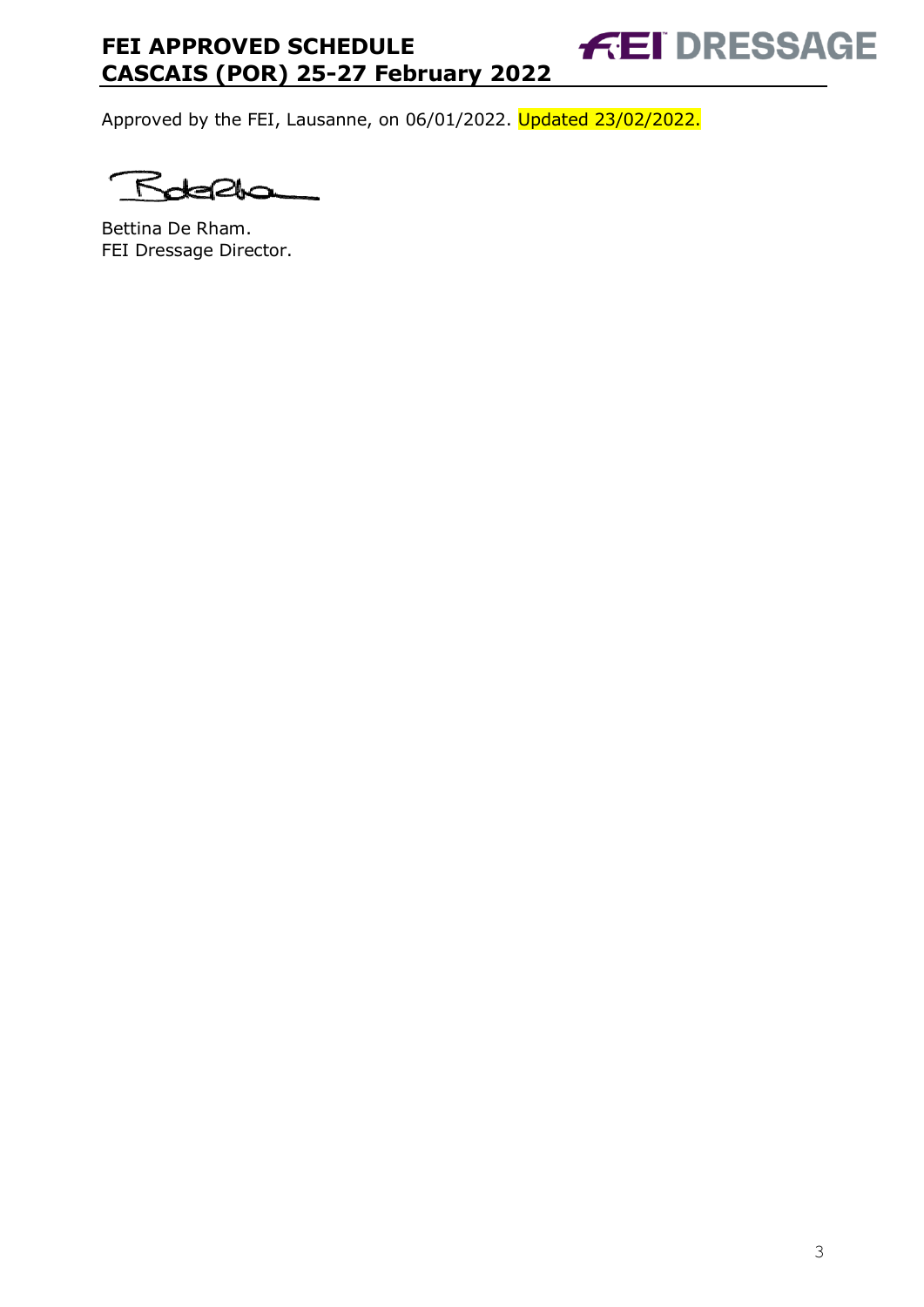Approved by the FEI, Lausanne, on 06/01/2022. Updated 23/02/2022.

Bettina De Rham.
FEI Dressage Director.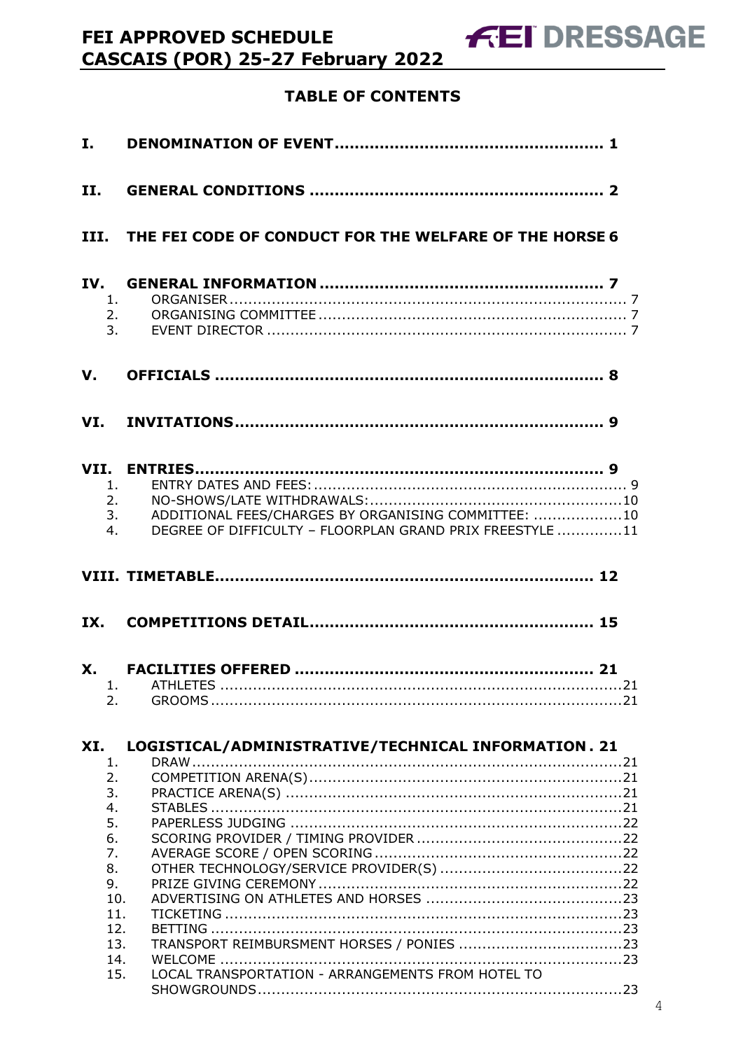## TABLE OF CONTENTS

**I. DENOMINATION OF EVENT** ..... 1

**II. GENERAL CONDITIONS** ..... 2

**III. THE FEI CODE OF CONDUCT FOR THE WELFARE OF THE HORSE** 6

**IV. GENERAL INFORMATION** ..... 7

1. ORGANISER ..... 7
2. ORGANISING COMMITTEE ..... 7
3. EVENT DIRECTOR ..... 7

**V. OFFICIALS** ..... 8

**VI. INVITATIONS** ..... 9

**VII. ENTRIES** ..... 9

1. ENTRY DATES AND FEES: ..... 9
2. NO-SHOWS/LATE WITHDRAWALS: ..... 10
3. ADDITIONAL FEES/CHARGES BY ORGANISING COMMITTEE: ..... 10
4. DEGREE OF DIFFICULTY – FLOORPLAN GRAND PRIX FREESTYLE ..... 11

**VIII. TIMETABLE** ..... 12

**IX. COMPETITIONS DETAIL** ..... 15

**X. FACILITIES OFFERED** ..... 21

1. ATHLETES ..... 21
2. GROOMS ..... 21

**XI. LOGISTICAL/ADMINISTRATIVE/TECHNICAL INFORMATION** . 21

1. DRAW ..... 21
2. COMPETITION ARENA(S) ..... 21
3. PRACTICE ARENA(S) ..... 21
4. STABLES ..... 21
5. PAPERLESS JUDGING ..... 22
6. SCORING PROVIDER / TIMING PROVIDER ..... 22
7. AVERAGE SCORE / OPEN SCORING ..... 22
8. OTHER TECHNOLOGY/SERVICE PROVIDER(S) ..... 22
9. PRIZE GIVING CEREMONY ..... 22
10. ADVERTISING ON ATHLETES AND HORSES ..... 23
11. TICKETING ..... 23
12. BETTING ..... 23
13. TRANSPORT REIMBURSMENT HORSES / PONIES ..... 23
14. WELCOME ..... 23
15. LOCAL TRANSPORTATION - ARRANGEMENTS FROM HOTEL TO SHOWGROUNDS ..... 23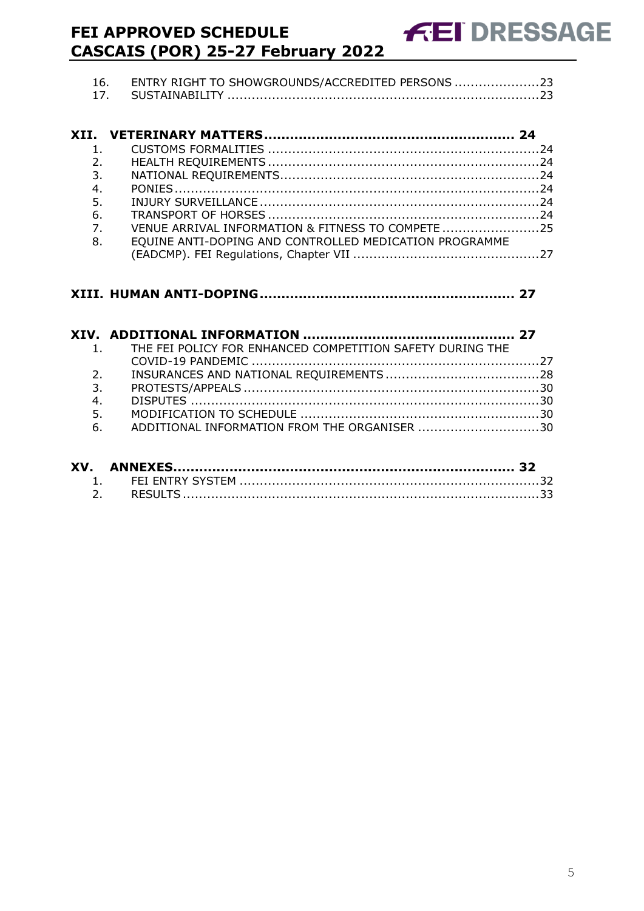16. ENTRY RIGHT TO SHOWGROUNDS/ACCREDITED PERSONS .....................23
17. SUSTAINABILITY .............................................................................23

**XII. VETERINARY MATTERS........................................................ 24**

1. CUSTOMS FORMALITIES ...................................................................24
2. HEALTH REQUIREMENTS ...................................................................24
3. NATIONAL REQUIREMENTS................................................................24
4. PONIES..........................................................................................24
5. INJURY SURVEILLANCE .....................................................................24
6. TRANSPORT OF HORSES ...................................................................24
7. VENUE ARRIVAL INFORMATION & FITNESS TO COMPETE ........................25
8. EQUINE ANTI-DOPING AND CONTROLLED MEDICATION PROGRAMME (EADCMP). FEI Regulations, Chapter VII ..............................................27

**XIII. HUMAN ANTI-DOPING......................................................... 27**

**XIV. ADDITIONAL INFORMATION ................................................ 27**

1. THE FEI POLICY FOR ENHANCED COMPETITION SAFETY DURING THE COVID-19 PANDEMIC .......................................................................27
2. INSURANCES AND NATIONAL REQUIREMENTS......................................28
3. PROTESTS/APPEALS .........................................................................30
4. DISPUTES .......................................................................................30
5. MODIFICATION TO SCHEDULE ...........................................................30
6. ADDITIONAL INFORMATION FROM THE ORGANISER ..............................30

**XV. ANNEXES............................................................................ 32**

1. FEI ENTRY SYSTEM ..........................................................................32
2. RESULTS.........................................................................................33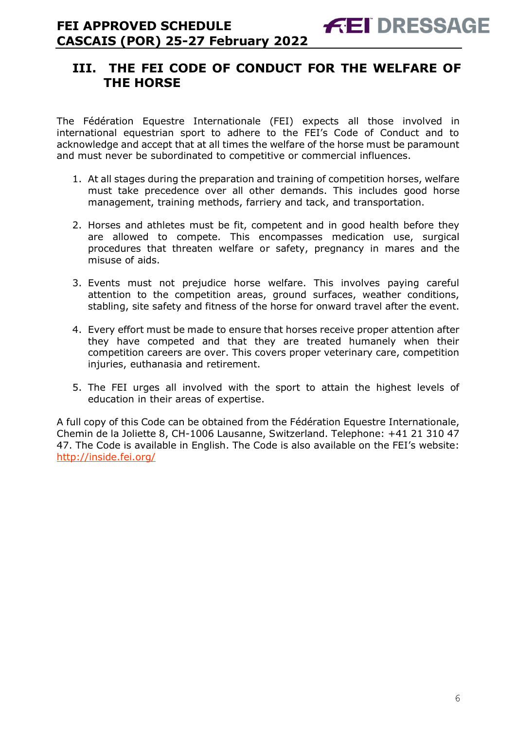## III. THE FEI CODE OF CONDUCT FOR THE WELFARE OF THE HORSE

The Fédération Equestre Internationale (FEI) expects all those involved in international equestrian sport to adhere to the FEI's Code of Conduct and to acknowledge and accept that at all times the welfare of the horse must be paramount and must never be subordinated to competitive or commercial influences.

1. At all stages during the preparation and training of competition horses, welfare must take precedence over all other demands. This includes good horse management, training methods, farriery and tack, and transportation.

2. Horses and athletes must be fit, competent and in good health before they are allowed to compete. This encompasses medication use, surgical procedures that threaten welfare or safety, pregnancy in mares and the misuse of aids.

3. Events must not prejudice horse welfare. This involves paying careful attention to the competition areas, ground surfaces, weather conditions, stabling, site safety and fitness of the horse for onward travel after the event.

4. Every effort must be made to ensure that horses receive proper attention after they have competed and that they are treated humanely when their competition careers are over. This covers proper veterinary care, competition injuries, euthanasia and retirement.

5. The FEI urges all involved with the sport to attain the highest levels of education in their areas of expertise.

A full copy of this Code can be obtained from the Fédération Equestre Internationale, Chemin de la Joliette 8, CH-1006 Lausanne, Switzerland. Telephone: +41 21 310 47 47. The Code is available in English. The Code is also available on the FEI's website: [http://inside.fei.org/](http://inside.fei.org/)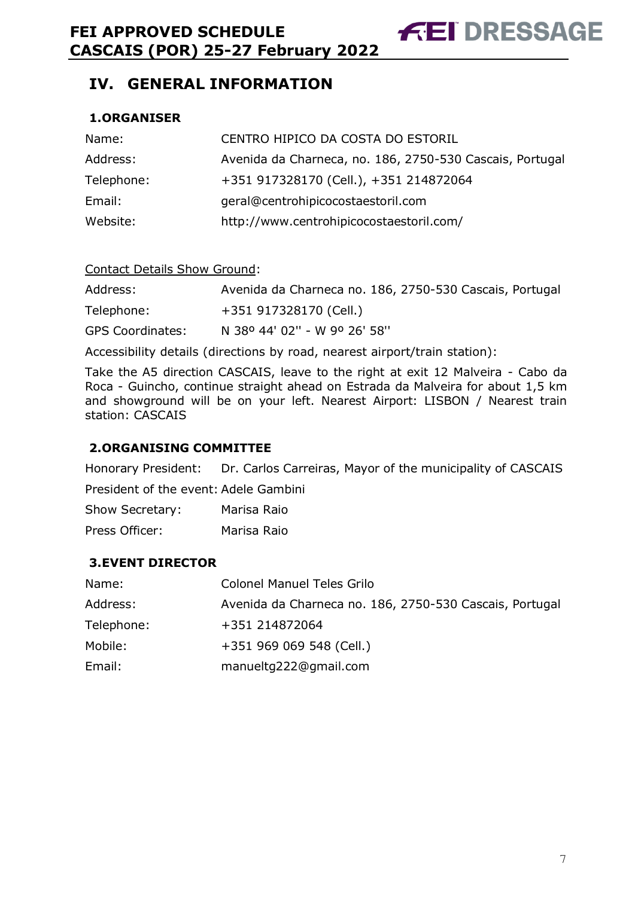## IV. GENERAL INFORMATION

### 1. ORGANISER

| | |
|---|---|
| Name: | CENTRO HIPICO DA COSTA DO ESTORIL |
| Address: | Avenida da Charneca, no. 186, 2750-530 Cascais, Portugal |
| Telephone: | +351 917328170 (Cell.), +351 214872064 |
| Email: | geral@centrohipicocostaestoril.com |
| Website: | http://www.centrohipicocostaestoril.com/ |

Contact Details Show Ground:

| | |
|---|---|
| Address: | Avenida da Charneca no. 186, 2750-530 Cascais, Portugal |
| Telephone: | +351 917328170 (Cell.) |
| GPS Coordinates: | N 38º 44' 02'' - W 9º 26' 58'' |

Accessibility details (directions by road, nearest airport/train station):

Take the A5 direction CASCAIS, leave to the right at exit 12 Malveira - Cabo da Roca - Guincho, continue straight ahead on Estrada da Malveira for about 1,5 km and showground will be on your left. Nearest Airport: LISBON / Nearest train station: CASCAIS

### 2. ORGANISING COMMITTEE

| | |
|---|---|
| Honorary President: | Dr. Carlos Carreiras, Mayor of the municipality of CASCAIS |
| President of the event: | Adele Gambini |
| Show Secretary: | Marisa Raio |
| Press Officer: | Marisa Raio |

### 3. EVENT DIRECTOR

| | |
|---|---|
| Name: | Colonel Manuel Teles Grilo |
| Address: | Avenida da Charneca no. 186, 2750-530 Cascais, Portugal |
| Telephone: | +351 214872064 |
| Mobile: | +351 969 069 548 (Cell.) |
| Email: | manueltg222@gmail.com |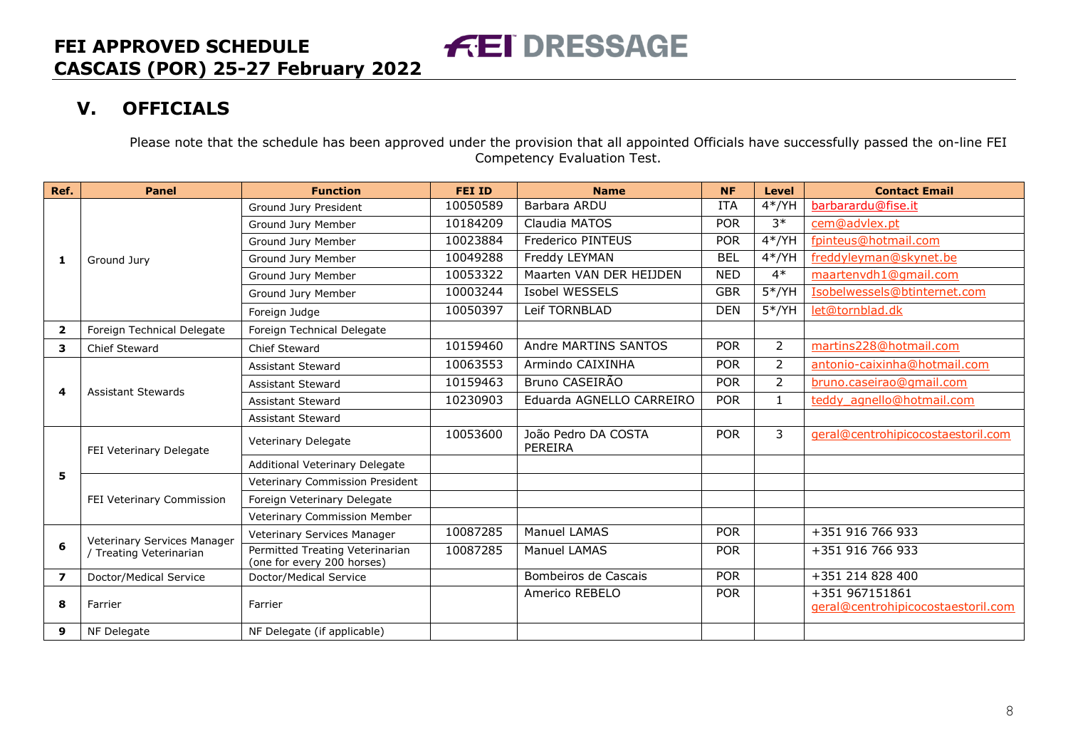## V. OFFICIALS

Please note that the schedule has been approved under the provision that all appointed Officials have successfully passed the on-line FEI Competency Evaluation Test.

| Ref. | Panel | Function | FEI ID | Name | NF | Level | Contact Email |
|---|---|---|---|---|---|---|---|
| 1 | Ground Jury | Ground Jury President | 10050589 | Barbara ARDU | ITA | 4*/YH | barbarardu@fise.it |
| | | Ground Jury Member | 10184209 | Claudia MATOS | POR | 3* | cem@advlex.pt |
| | | Ground Jury Member | 10023884 | Frederico PINTEUS | POR | 4*/YH | fpinteus@hotmail.com |
| | | Ground Jury Member | 10049288 | Freddy LEYMAN | BEL | 4*/YH | freddyleyman@skynet.be |
| | | Ground Jury Member | 10053322 | Maarten VAN DER HEIJDEN | NED | 4* | maartenvdh1@gmail.com |
| | | Ground Jury Member | 10003244 | Isobel WESSELS | GBR | 5*/YH | Isobelwessels@btinternet.com |
| | | Foreign Judge | 10050397 | Leif TORNBLAD | DEN | 5*/YH | let@tornblad.dk |
| 2 | Foreign Technical Delegate | Foreign Technical Delegate | | | | | |
| 3 | Chief Steward | Chief Steward | 10159460 | Andre MARTINS SANTOS | POR | 2 | martins228@hotmail.com |
| 4 | Assistant Stewards | Assistant Steward | 10063553 | Armindo CAIXINHA | POR | 2 | antonio-caixinha@hotmail.com |
| | | Assistant Steward | 10159463 | Bruno CASEIRÃO | POR | 2 | bruno.caseirao@gmail.com |
| | | Assistant Steward | 10230903 | Eduarda AGNELLO CARREIRO | POR | 1 | teddy_agnello@hotmail.com |
| | | Assistant Steward | | | | | |
| 5 | FEI Veterinary Delegate | Veterinary Delegate | 10053600 | João Pedro DA COSTA PEREIRA | POR | 3 | geral@centrohipicocostaestoril.com |
| | | Additional Veterinary Delegate | | | | | |
| | FEI Veterinary Commission | Veterinary Commission President | | | | | |
| | | Foreign Veterinary Delegate | | | | | |
| | | Veterinary Commission Member | | | | | |
| 6 | Veterinary Services Manager / Treating Veterinarian | Veterinary Services Manager | 10087285 | Manuel LAMAS | POR | | +351 916 766 933 |
| | | Permitted Treating Veterinarian (one for every 200 horses) | 10087285 | Manuel LAMAS | POR | | +351 916 766 933 |
| 7 | Doctor/Medical Service | Doctor/Medical Service | | Bombeiros de Cascais | POR | | +351 214 828 400 |
| 8 | Farrier | Farrier | | Americo REBELO | POR | | +351 967151861 geral@centrohipicocostaestoril.com |
| 9 | NF Delegate | NF Delegate (if applicable) | | | | | |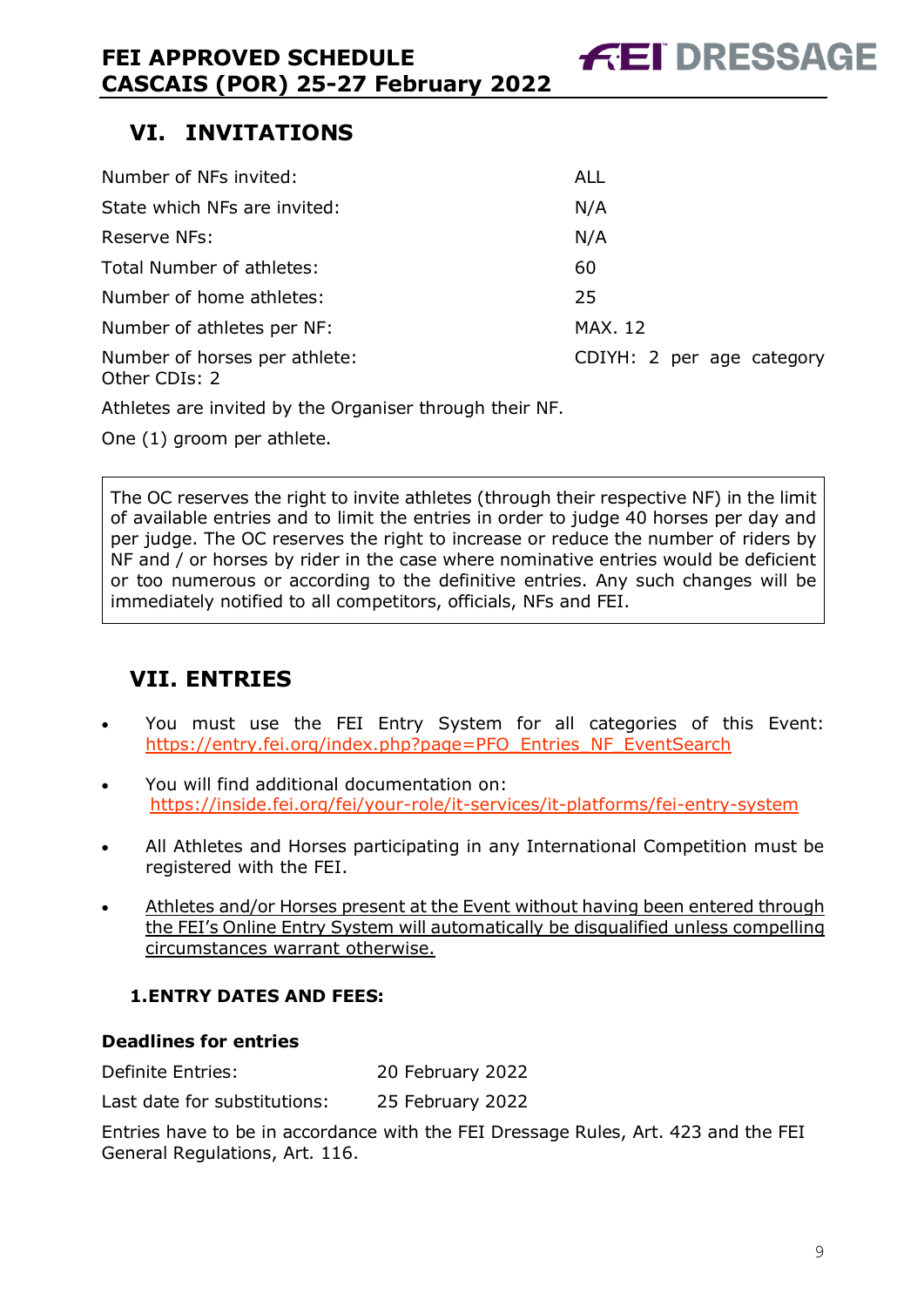## VI. INVITATIONS

| | |
|---|---|
| Number of NFs invited: | ALL |
| State which NFs are invited: | N/A |
| Reserve NFs: | N/A |
| Total Number of athletes: | 60 |
| Number of home athletes: | 25 |
| Number of athletes per NF: | MAX. 12 |
| Number of horses per athlete: | CDIYH: 2 per age category Other CDIs: 2 |

Athletes are invited by the Organiser through their NF.

One (1) groom per athlete.

> The OC reserves the right to invite athletes (through their respective NF) in the limit of available entries and to limit the entries in order to judge 40 horses per day and per judge. The OC reserves the right to increase or reduce the number of riders by NF and / or horses by rider in the case where nominative entries would be deficient or too numerous or according to the definitive entries. Any such changes will be immediately notified to all competitors, officials, NFs and FEI.

## VII. ENTRIES

- You must use the FEI Entry System for all categories of this Event: https://entry.fei.org/index.php?page=PFO_Entries_NF_EventSearch
- You will find additional documentation on: https://inside.fei.org/fei/your-role/it-services/it-platforms/fei-entry-system
- All Athletes and Horses participating in any International Competition must be registered with the FEI.
- Athletes and/or Horses present at the Event without having been entered through the FEI's Online Entry System will automatically be disqualified unless compelling circumstances warrant otherwise.

### 1. ENTRY DATES AND FEES:

**Deadlines for entries**

| | |
|---|---|
| Definite Entries: | 20 February 2022 |
| Last date for substitutions: | 25 February 2022 |

Entries have to be in accordance with the FEI Dressage Rules, Art. 423 and the FEI General Regulations, Art. 116.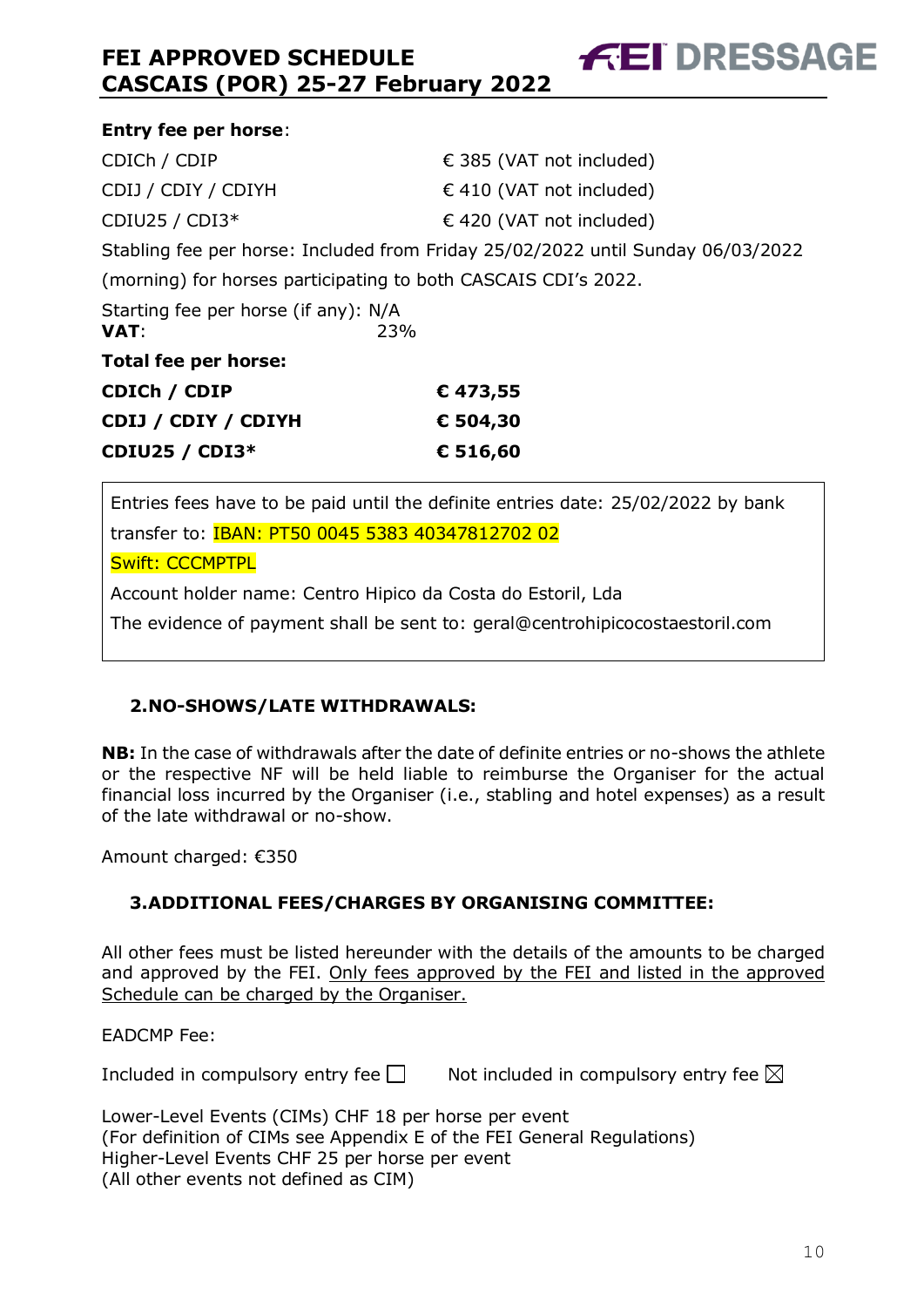**Entry fee per horse**:

| | |
|---|---|
| CDICh / CDIP | € 385 (VAT not included) |
| CDIJ / CDIY / CDIYH | € 410 (VAT not included) |
| CDIU25 / CDI3* | € 420 (VAT not included) |

Stabling fee per horse: Included from Friday 25/02/2022 until Sunday 06/03/2022 (morning) for horses participating to both CASCAIS CDI's 2022.

Starting fee per horse (if any): N/A

**VAT**: 23%

**Total fee per horse:**

| | |
|---|---|
| **CDICh / CDIP** | **€ 473,55** |
| **CDIJ / CDIY / CDIYH** | **€ 504,30** |
| **CDIU25 / CDI3*** | **€ 516,60** |

Entries fees have to be paid until the definite entries date: 25/02/2022 by bank transfer to: IBAN: PT50 0045 5383 40347812702 02

Swift: CCCMPTPL

Account holder name: Centro Hipico da Costa do Estoril, Lda

The evidence of payment shall be sent to: geral@centrohipicocostaestoril.com

## 2. NO-SHOWS/LATE WITHDRAWALS:

**NB:** In the case of withdrawals after the date of definite entries or no-shows the athlete or the respective NF will be held liable to reimburse the Organiser for the actual financial loss incurred by the Organiser (i.e., stabling and hotel expenses) as a result of the late withdrawal or no-show.

Amount charged: €350

## 3. ADDITIONAL FEES/CHARGES BY ORGANISING COMMITTEE:

All other fees must be listed hereunder with the details of the amounts to be charged and approved by the FEI. Only fees approved by the FEI and listed in the approved Schedule can be charged by the Organiser.

EADCMP Fee:

Included in compulsory entry fee ☐ Not included in compulsory entry fee ☒

Lower-Level Events (CIMs) CHF 18 per horse per event
(For definition of CIMs see Appendix E of the FEI General Regulations)
Higher-Level Events CHF 25 per horse per event
(All other events not defined as CIM)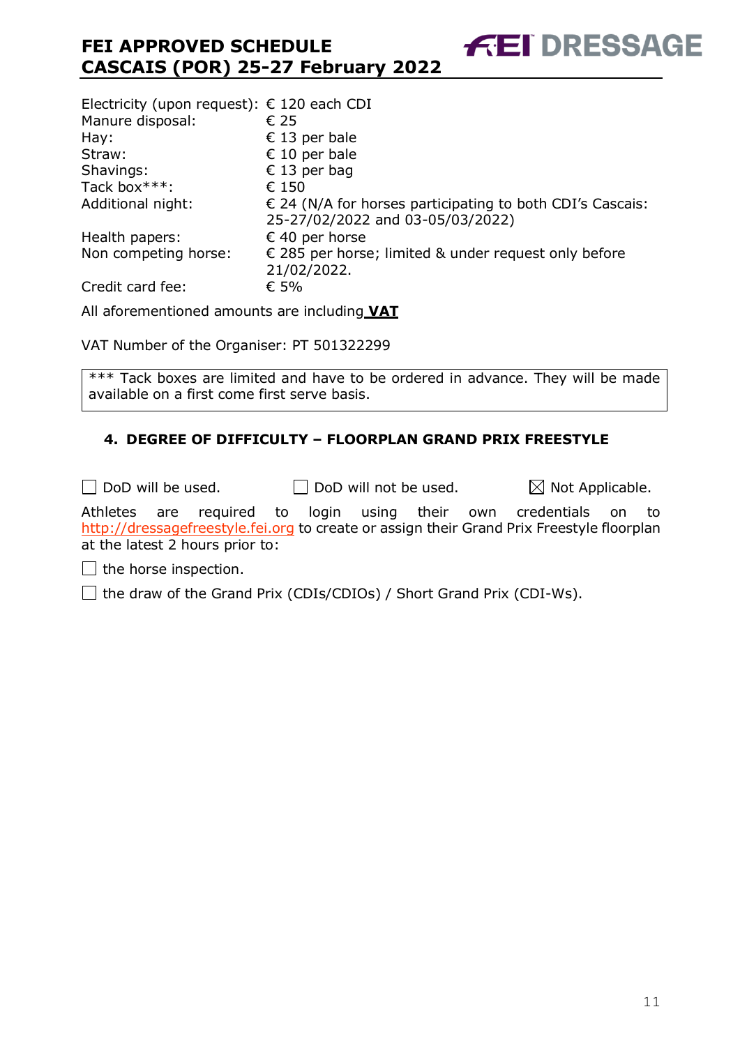| | |
|---|---|
| Electricity (upon request): | € 120 each CDI |
| Manure disposal: | € 25 |
| Hay: | € 13 per bale |
| Straw: | € 10 per bale |
| Shavings: | € 13 per bag |
| Tack box***: | € 150 |
| Additional night: | € 24 (N/A for horses participating to both CDI's Cascais: 25-27/02/2022 and 03-05/03/2022) |
| Health papers: | € 40 per horse |
| Non competing horse: | € 285 per horse; limited & under request only before 21/02/2022. |
| Credit card fee: | € 5% |

All aforementioned amounts are including **VAT**

VAT Number of the Organiser: PT 501322299

*** Tack boxes are limited and have to be ordered in advance. They will be made available on a first come first serve basis.

## 4. DEGREE OF DIFFICULTY – FLOORPLAN GRAND PRIX FREESTYLE

☐ DoD will be used. ☐ DoD will not be used. ☒ Not Applicable.

Athletes are required to login using their own credentials on to http://dressagefreestyle.fei.org to create or assign their Grand Prix Freestyle floorplan at the latest 2 hours prior to:

☐ the horse inspection.

☐ the draw of the Grand Prix (CDIs/CDIOs) / Short Grand Prix (CDI-Ws).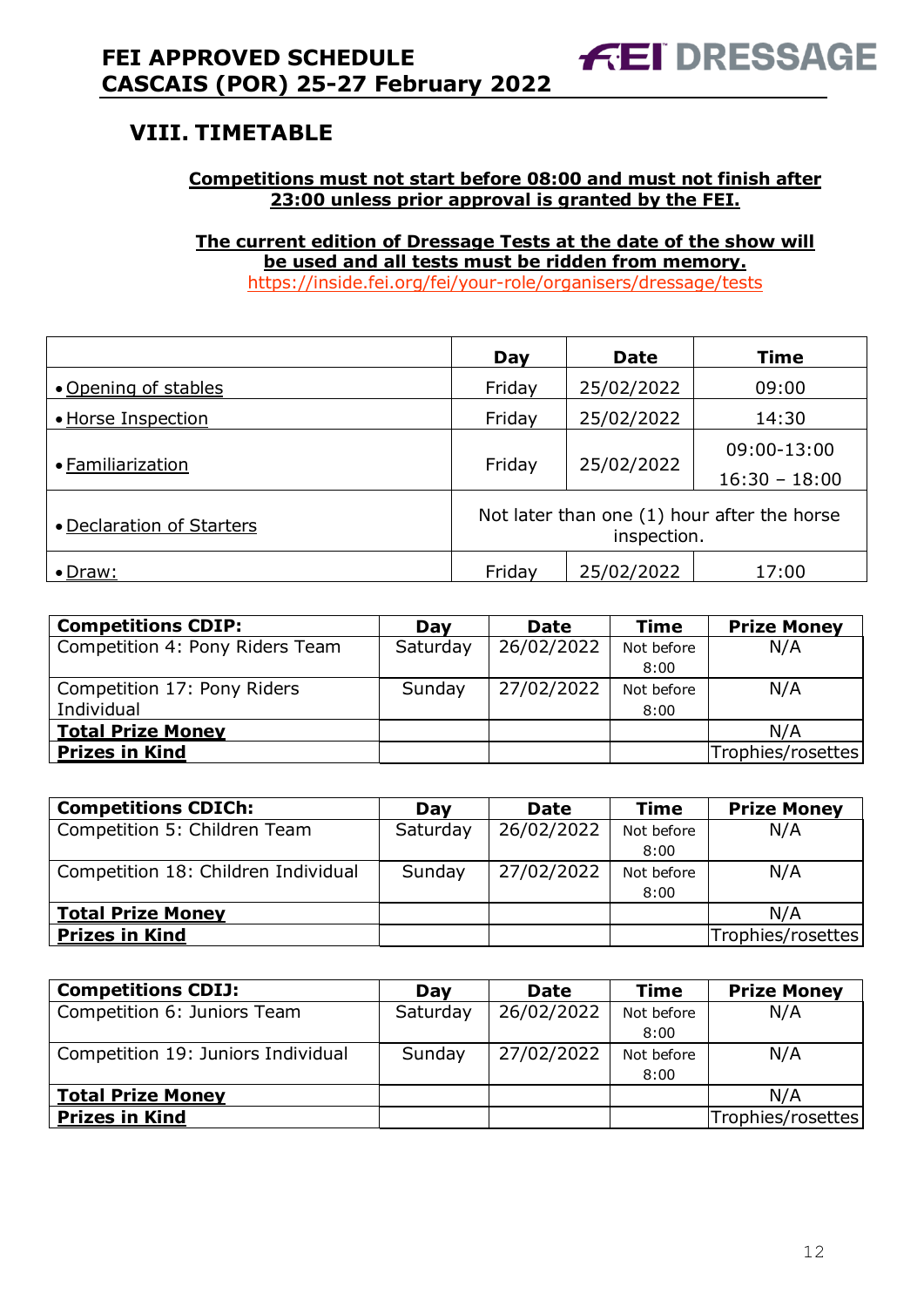## VIII. TIMETABLE

**Competitions must not start before 08:00 and must not finish after 23:00 unless prior approval is granted by the FEI.**

**The current edition of Dressage Tests at the date of the show will be used and all tests must be ridden from memory.**
https://inside.fei.org/fei/your-role/organisers/dressage/tests

| | Day | Date | Time |
|---|---|---|---|
| • Opening of stables | Friday | 25/02/2022 | 09:00 |
| • Horse Inspection | Friday | 25/02/2022 | 14:30 |
| • Familiarization | Friday | 25/02/2022 | 09:00-13:00<br>16:30 – 18:00 |
| • Declaration of Starters | Not later than one (1) hour after the horse inspection. | | |
| • Draw: | Friday | 25/02/2022 | 17:00 |

| Competitions CDIP: | Day | Date | Time | Prize Money |
|---|---|---|---|---|
| Competition 4: Pony Riders Team | Saturday | 26/02/2022 | Not before 8:00 | N/A |
| Competition 17: Pony Riders Individual | Sunday | 27/02/2022 | Not before 8:00 | N/A |
| **Total Prize Money** | | | | N/A |
| **Prizes in Kind** | | | | Trophies/rosettes |

| Competitions CDICh: | Day | Date | Time | Prize Money |
|---|---|---|---|---|
| Competition 5: Children Team | Saturday | 26/02/2022 | Not before 8:00 | N/A |
| Competition 18: Children Individual | Sunday | 27/02/2022 | Not before 8:00 | N/A |
| **Total Prize Money** | | | | N/A |
| **Prizes in Kind** | | | | Trophies/rosettes |

| Competitions CDIJ: | Day | Date | Time | Prize Money |
|---|---|---|---|---|
| Competition 6: Juniors Team | Saturday | 26/02/2022 | Not before 8:00 | N/A |
| Competition 19: Juniors Individual | Sunday | 27/02/2022 | Not before 8:00 | N/A |
| **Total Prize Money** | | | | N/A |
| **Prizes in Kind** | | | | Trophies/rosettes |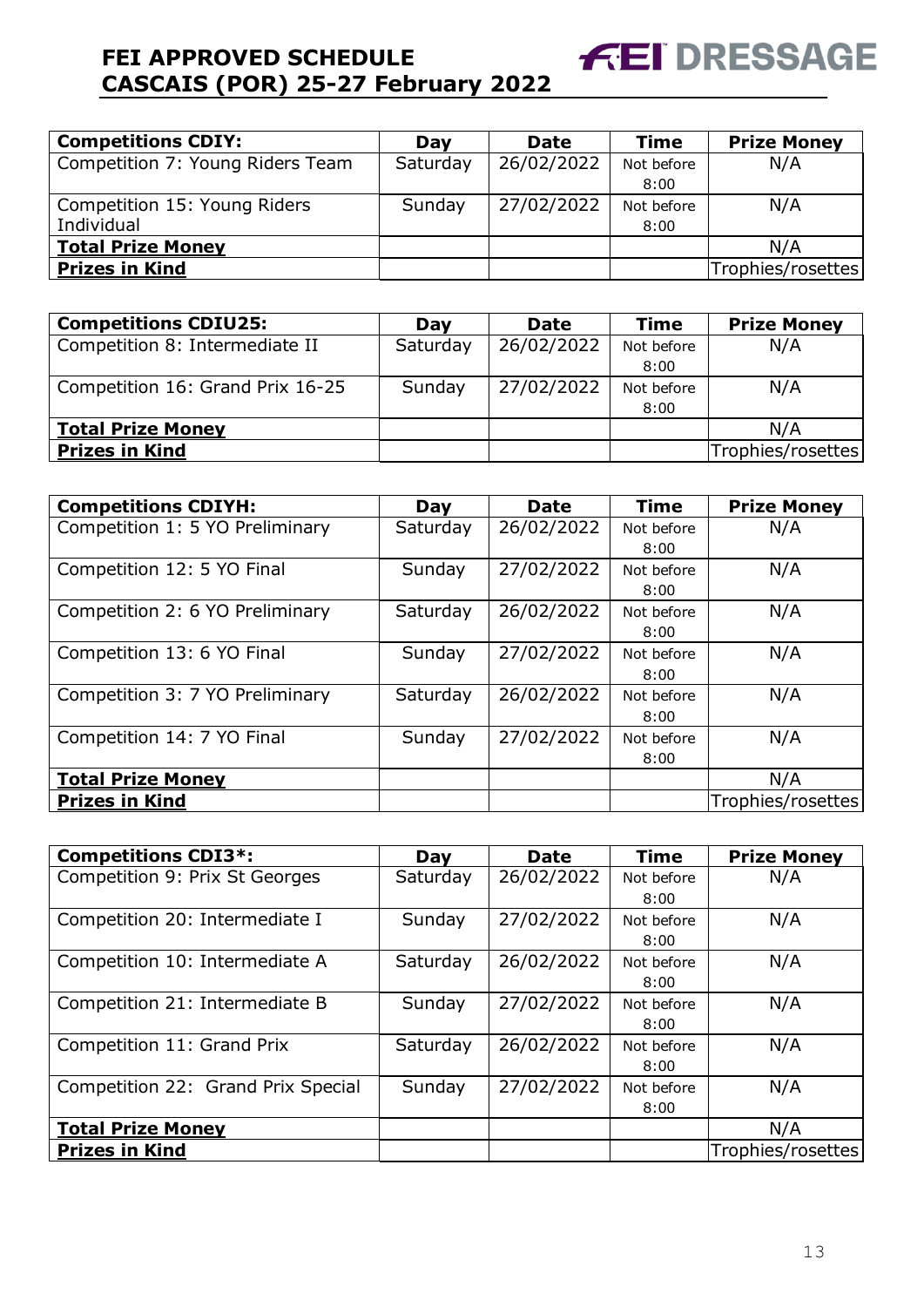| Competitions CDIY: | Day | Date | Time | Prize Money |
|---|---|---|---|---|
| Competition 7: Young Riders Team | Saturday | 26/02/2022 | Not before 8:00 | N/A |
| Competition 15: Young Riders Individual | Sunday | 27/02/2022 | Not before 8:00 | N/A |
| **Total Prize Money** | | | | N/A |
| **Prizes in Kind** | | | | Trophies/rosettes |

| Competitions CDIU25: | Day | Date | Time | Prize Money |
|---|---|---|---|---|
| Competition 8: Intermediate II | Saturday | 26/02/2022 | Not before 8:00 | N/A |
| Competition 16: Grand Prix 16-25 | Sunday | 27/02/2022 | Not before 8:00 | N/A |
| **Total Prize Money** | | | | N/A |
| **Prizes in Kind** | | | | Trophies/rosettes |

| Competitions CDIYH: | Day | Date | Time | Prize Money |
|---|---|---|---|---|
| Competition 1: 5 YO Preliminary | Saturday | 26/02/2022 | Not before 8:00 | N/A |
| Competition 12: 5 YO Final | Sunday | 27/02/2022 | Not before 8:00 | N/A |
| Competition 2: 6 YO Preliminary | Saturday | 26/02/2022 | Not before 8:00 | N/A |
| Competition 13: 6 YO Final | Sunday | 27/02/2022 | Not before 8:00 | N/A |
| Competition 3: 7 YO Preliminary | Saturday | 26/02/2022 | Not before 8:00 | N/A |
| Competition 14: 7 YO Final | Sunday | 27/02/2022 | Not before 8:00 | N/A |
| **Total Prize Money** | | | | N/A |
| **Prizes in Kind** | | | | Trophies/rosettes |

| Competitions CDI3*: | Day | Date | Time | Prize Money |
|---|---|---|---|---|
| Competition 9: Prix St Georges | Saturday | 26/02/2022 | Not before 8:00 | N/A |
| Competition 20: Intermediate I | Sunday | 27/02/2022 | Not before 8:00 | N/A |
| Competition 10: Intermediate A | Saturday | 26/02/2022 | Not before 8:00 | N/A |
| Competition 21: Intermediate B | Sunday | 27/02/2022 | Not before 8:00 | N/A |
| Competition 11: Grand Prix | Saturday | 26/02/2022 | Not before 8:00 | N/A |
| Competition 22: Grand Prix Special | Sunday | 27/02/2022 | Not before 8:00 | N/A |
| **Total Prize Money** | | | | N/A |
| **Prizes in Kind** | | | | Trophies/rosettes |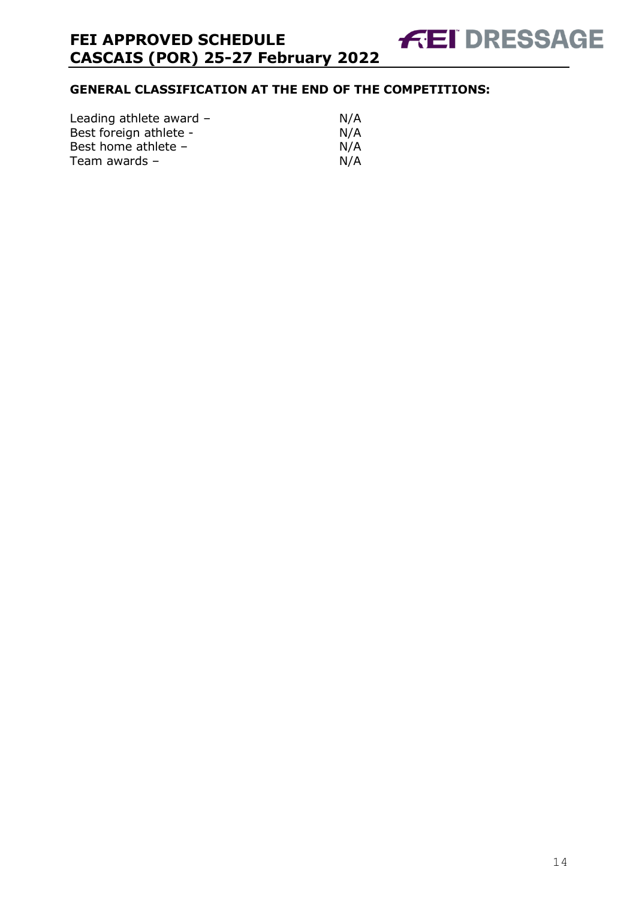## GENERAL CLASSIFICATION AT THE END OF THE COMPETITIONS:

Leading athlete award – N/A
Best foreign athlete - N/A
Best home athlete – N/A
Team awards – N/A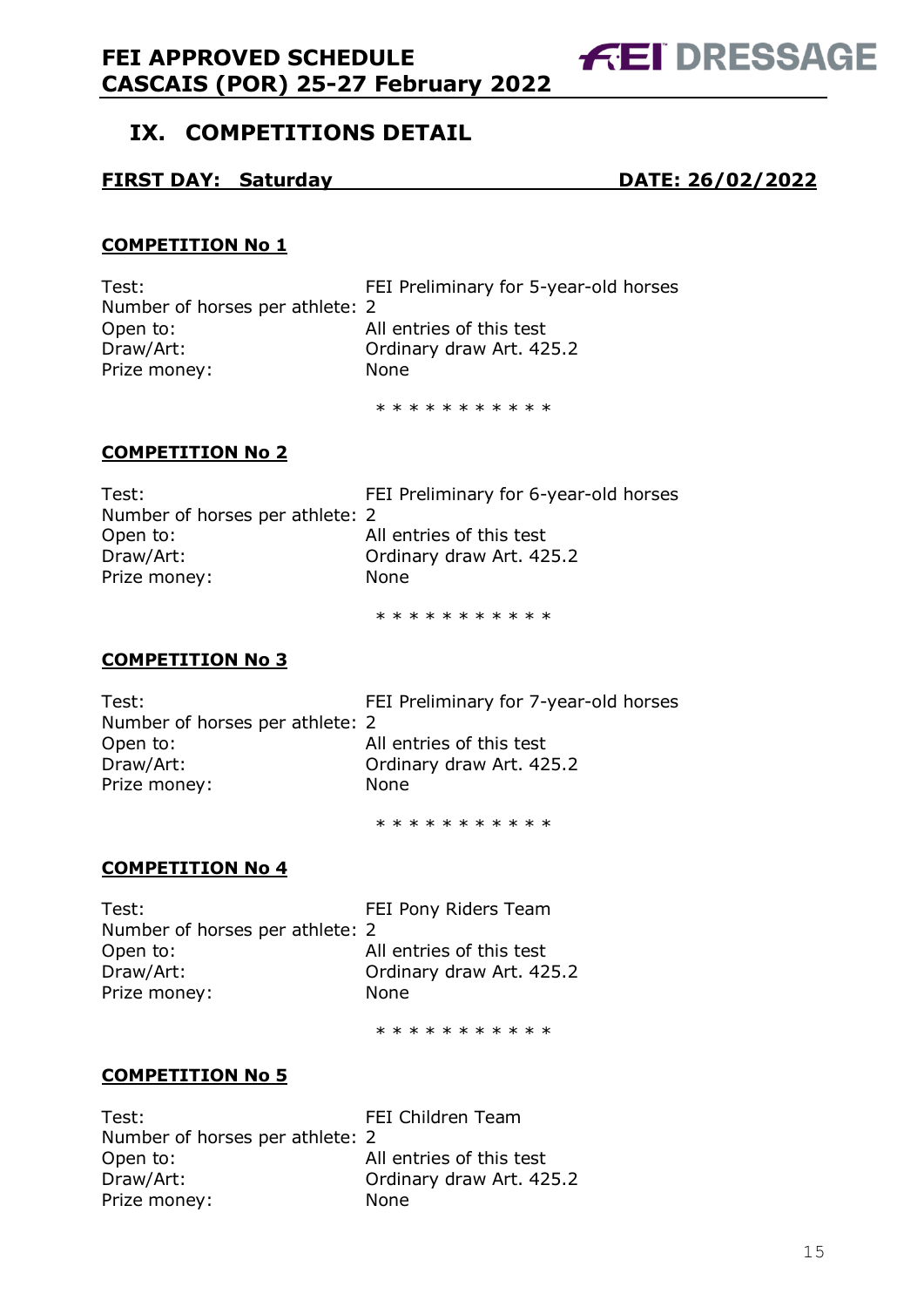## IX. COMPETITIONS DETAIL

**FIRST DAY: Saturday** **DATE: 26/02/2022**

### COMPETITION No 1

Test: FEI Preliminary for 5-year-old horses
Number of horses per athlete: 2
Open to: All entries of this test
Draw/Art: Ordinary draw Art. 425.2
Prize money: None

* * * * * * * * * * *

### COMPETITION No 2

Test: FEI Preliminary for 6-year-old horses
Number of horses per athlete: 2
Open to: All entries of this test
Draw/Art: Ordinary draw Art. 425.2
Prize money: None

* * * * * * * * * * *

### COMPETITION No 3

Test: FEI Preliminary for 7-year-old horses
Number of horses per athlete: 2
Open to: All entries of this test
Draw/Art: Ordinary draw Art. 425.2
Prize money: None

* * * * * * * * * * *

### COMPETITION No 4

Test: FEI Pony Riders Team
Number of horses per athlete: 2
Open to: All entries of this test
Draw/Art: Ordinary draw Art. 425.2
Prize money: None

* * * * * * * * * * *

### COMPETITION No 5

Test: FEI Children Team
Number of horses per athlete: 2
Open to: All entries of this test
Draw/Art: Ordinary draw Art. 425.2
Prize money: None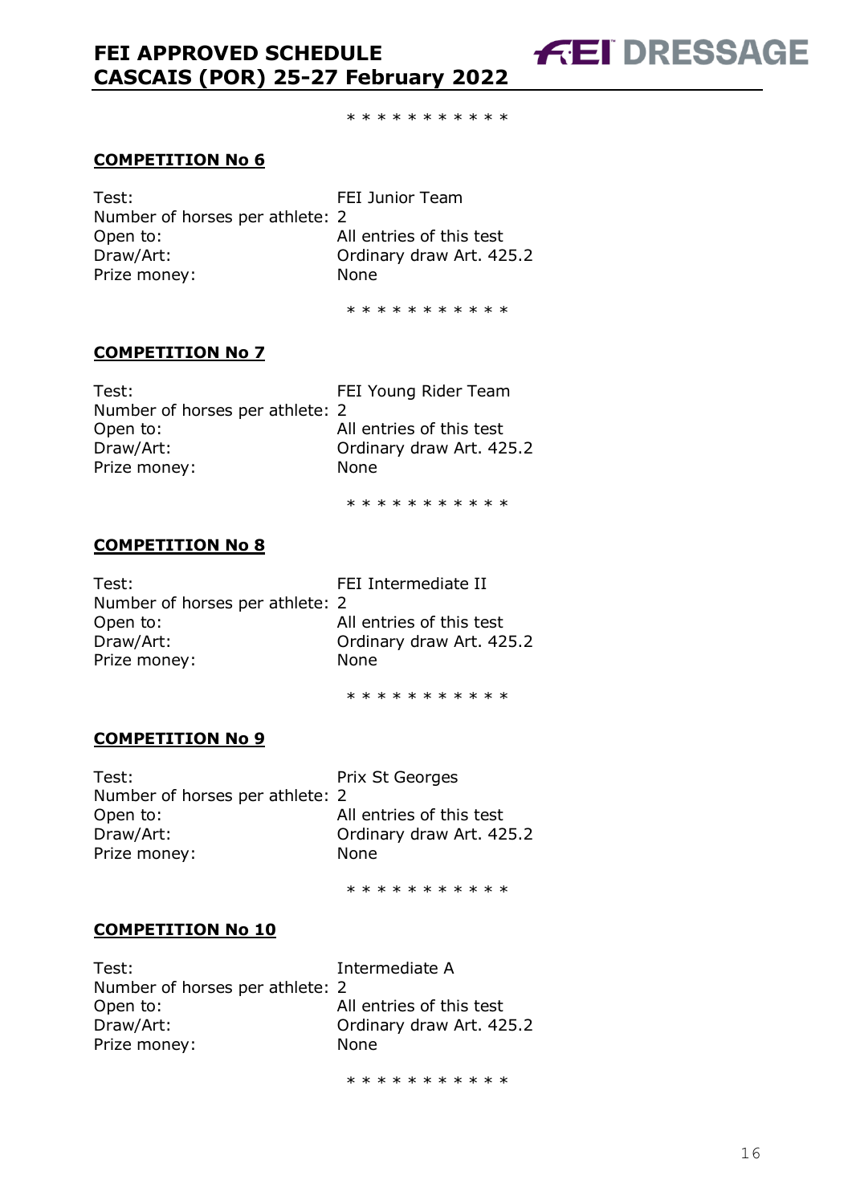\* \* \* \* \* \* \* \* \* \* \*

**COMPETITION No 6**

| | |
|---|---|
| Test: | FEI Junior Team |
| Number of horses per athlete: | 2 |
| Open to: | All entries of this test |
| Draw/Art: | Ordinary draw Art. 425.2 |
| Prize money: | None |

\* \* \* \* \* \* \* \* \* \* \*

**COMPETITION No 7**

| | |
|---|---|
| Test: | FEI Young Rider Team |
| Number of horses per athlete: | 2 |
| Open to: | All entries of this test |
| Draw/Art: | Ordinary draw Art. 425.2 |
| Prize money: | None |

\* \* \* \* \* \* \* \* \* \* \*

**COMPETITION No 8**

| | |
|---|---|
| Test: | FEI Intermediate II |
| Number of horses per athlete: | 2 |
| Open to: | All entries of this test |
| Draw/Art: | Ordinary draw Art. 425.2 |
| Prize money: | None |

\* \* \* \* \* \* \* \* \* \* \*

**COMPETITION No 9**

| | |
|---|---|
| Test: | Prix St Georges |
| Number of horses per athlete: | 2 |
| Open to: | All entries of this test |
| Draw/Art: | Ordinary draw Art. 425.2 |
| Prize money: | None |

\* \* \* \* \* \* \* \* \* \* \*

**COMPETITION No 10**

| | |
|---|---|
| Test: | Intermediate A |
| Number of horses per athlete: | 2 |
| Open to: | All entries of this test |
| Draw/Art: | Ordinary draw Art. 425.2 |
| Prize money: | None |

\* \* \* \* \* \* \* \* \* \* \*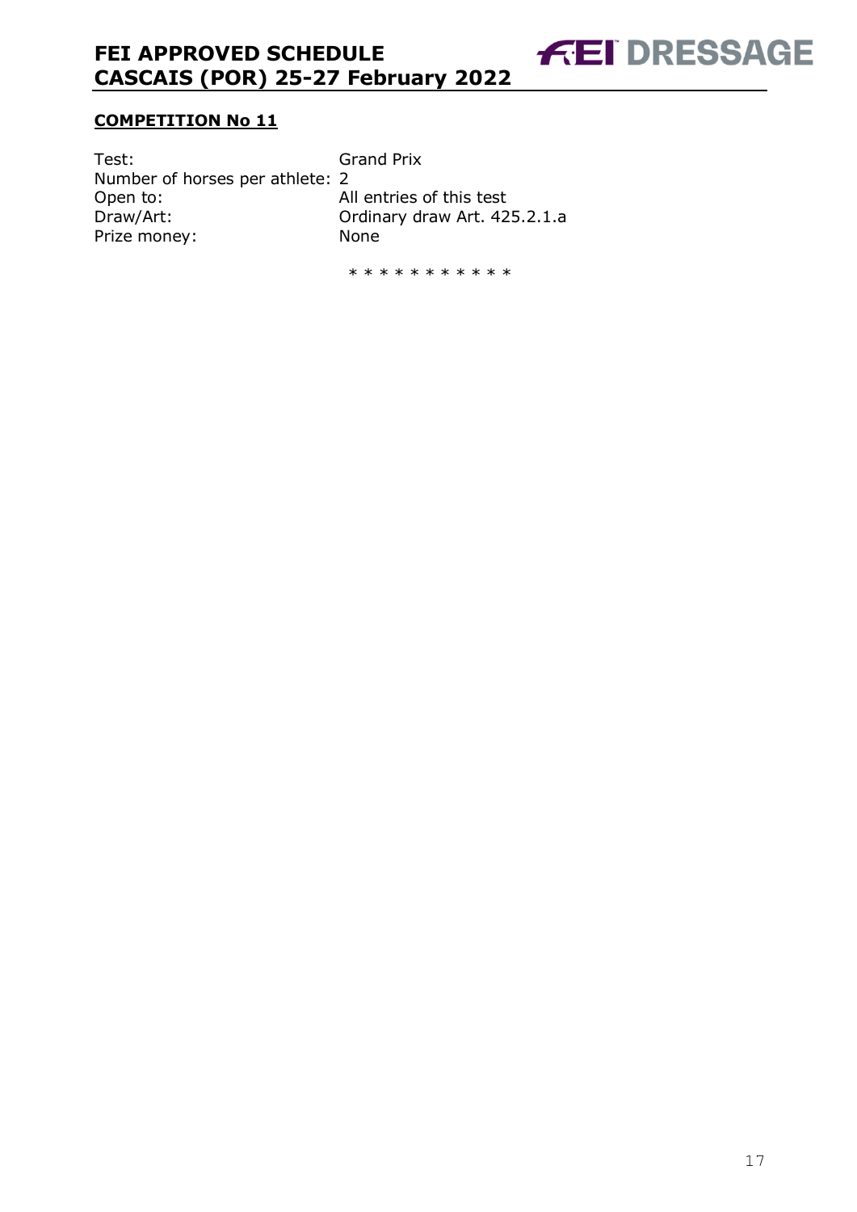**COMPETITION No 11**

Test: Grand Prix
Number of horses per athlete: 2
Open to: All entries of this test
Draw/Art: Ordinary draw Art. 425.2.1.a
Prize money: None

* * * * * * * * * * *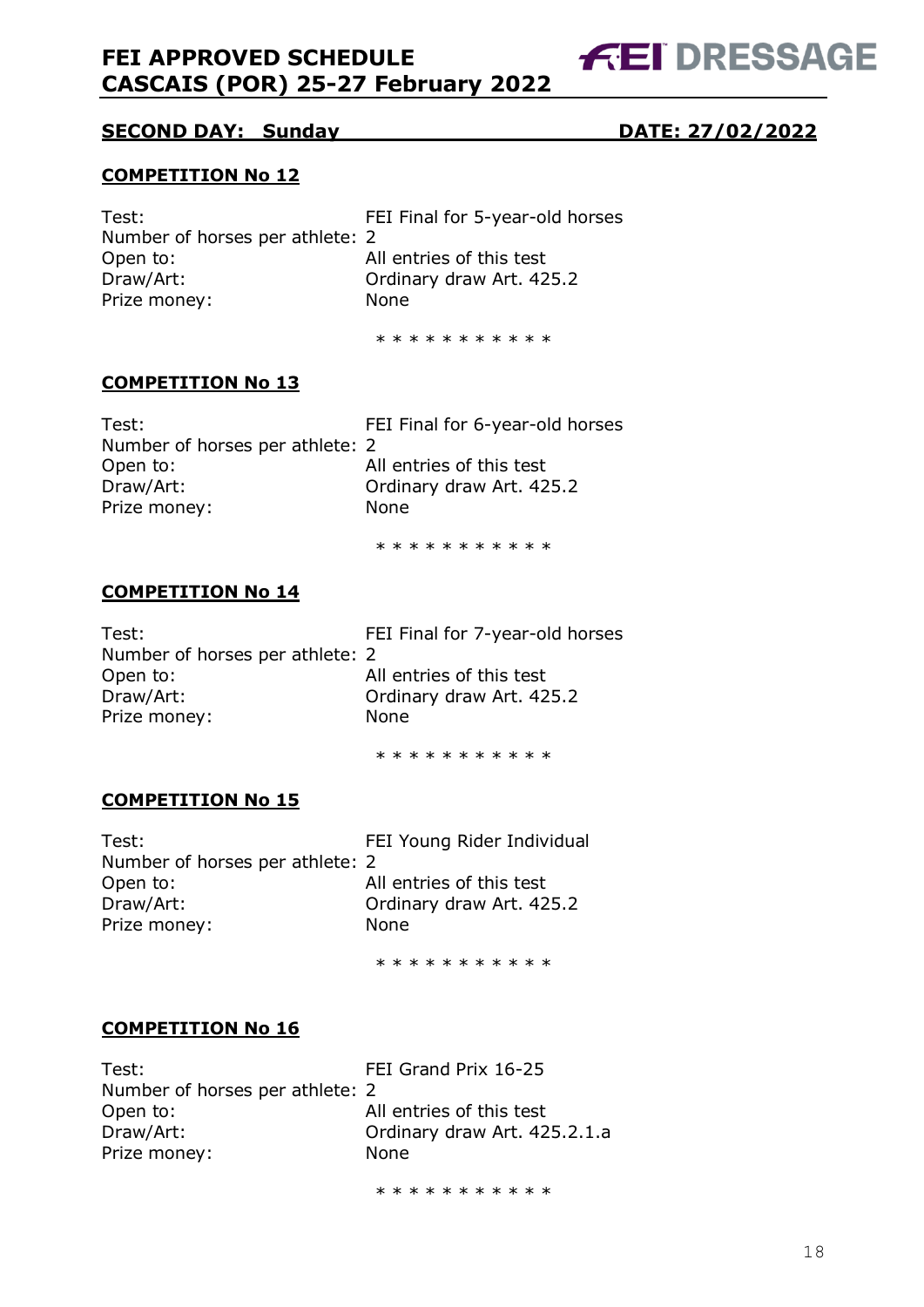**SECOND DAY: Sunday** **DATE: 27/02/2022**

## COMPETITION No 12

Test: FEI Final for 5-year-old horses
Number of horses per athlete: 2
Open to: All entries of this test
Draw/Art: Ordinary draw Art. 425.2
Prize money: None

\* \* \* \* \* \* \* \* \* \* \*

## COMPETITION No 13

Test: FEI Final for 6-year-old horses
Number of horses per athlete: 2
Open to: All entries of this test
Draw/Art: Ordinary draw Art. 425.2
Prize money: None

\* \* \* \* \* \* \* \* \* \* \*

## COMPETITION No 14

Test: FEI Final for 7-year-old horses
Number of horses per athlete: 2
Open to: All entries of this test
Draw/Art: Ordinary draw Art. 425.2
Prize money: None

\* \* \* \* \* \* \* \* \* \* \*

## COMPETITION No 15

Test: FEI Young Rider Individual
Number of horses per athlete: 2
Open to: All entries of this test
Draw/Art: Ordinary draw Art. 425.2
Prize money: None

\* \* \* \* \* \* \* \* \* \* \*

## COMPETITION No 16

Test: FEI Grand Prix 16-25
Number of horses per athlete: 2
Open to: All entries of this test
Draw/Art: Ordinary draw Art. 425.2.1.a
Prize money: None

\* \* \* \* \* \* \* \* \* \* \*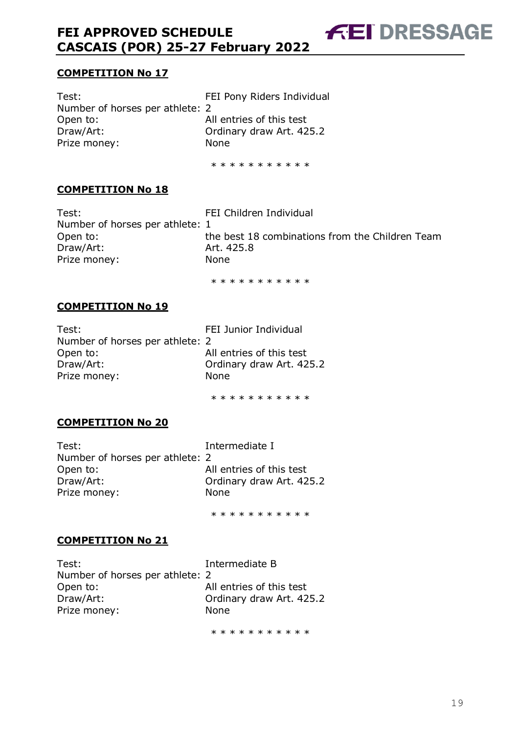## COMPETITION No 17

Test: FEI Pony Riders Individual
Number of horses per athlete: 2
Open to: All entries of this test
Draw/Art: Ordinary draw Art. 425.2
Prize money: None

* * * * * * * * * * *

## COMPETITION No 18

Test: FEI Children Individual
Number of horses per athlete: 1
Open to: the best 18 combinations from the Children Team
Draw/Art: Art. 425.8
Prize money: None

* * * * * * * * * * *

## COMPETITION No 19

Test: FEI Junior Individual
Number of horses per athlete: 2
Open to: All entries of this test
Draw/Art: Ordinary draw Art. 425.2
Prize money: None

* * * * * * * * * * *

## COMPETITION No 20

Test: Intermediate I
Number of horses per athlete: 2
Open to: All entries of this test
Draw/Art: Ordinary draw Art. 425.2
Prize money: None

* * * * * * * * * * *

## COMPETITION No 21

Test: Intermediate B
Number of horses per athlete: 2
Open to: All entries of this test
Draw/Art: Ordinary draw Art. 425.2
Prize money: None

* * * * * * * * * * *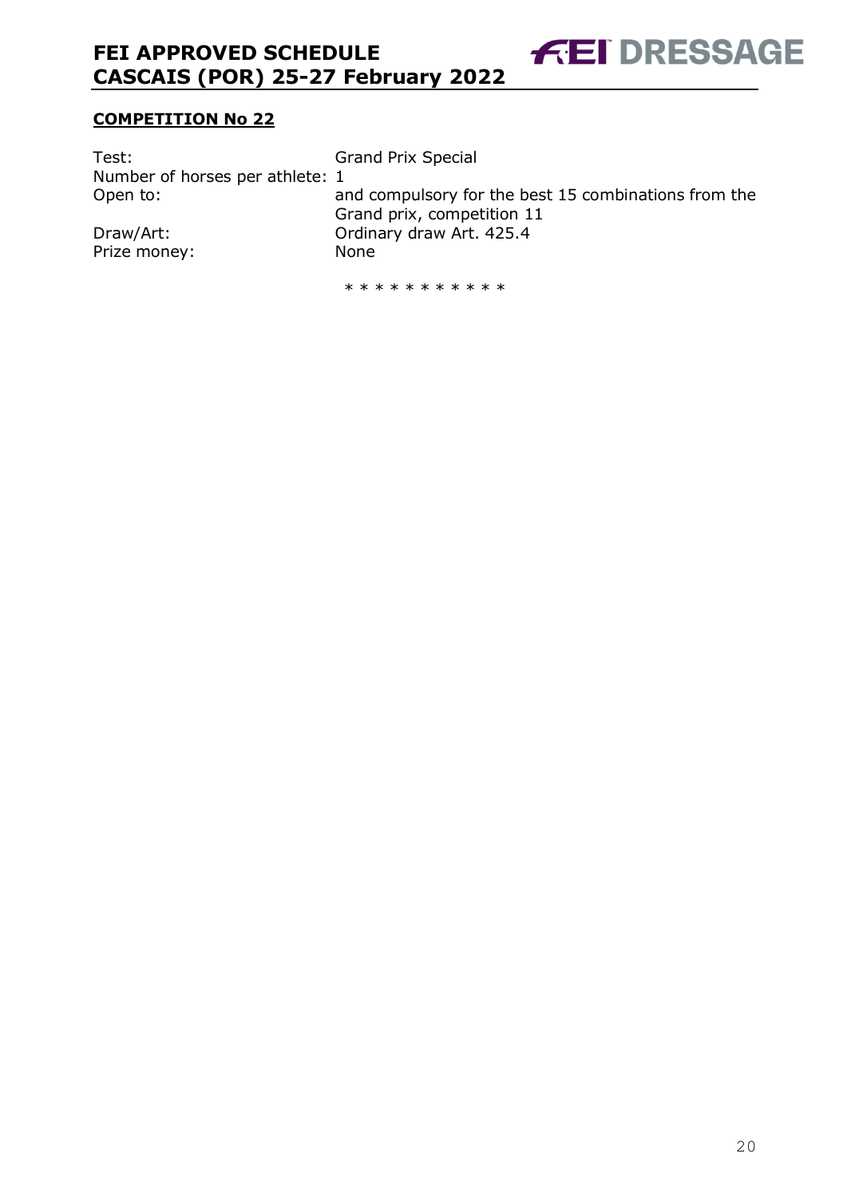## COMPETITION No 22

Test: Grand Prix Special
Number of horses per athlete: 1
Open to: and compulsory for the best 15 combinations from the Grand prix, competition 11
Draw/Art: Ordinary draw Art. 425.4
Prize money: None

* * * * * * * * * * *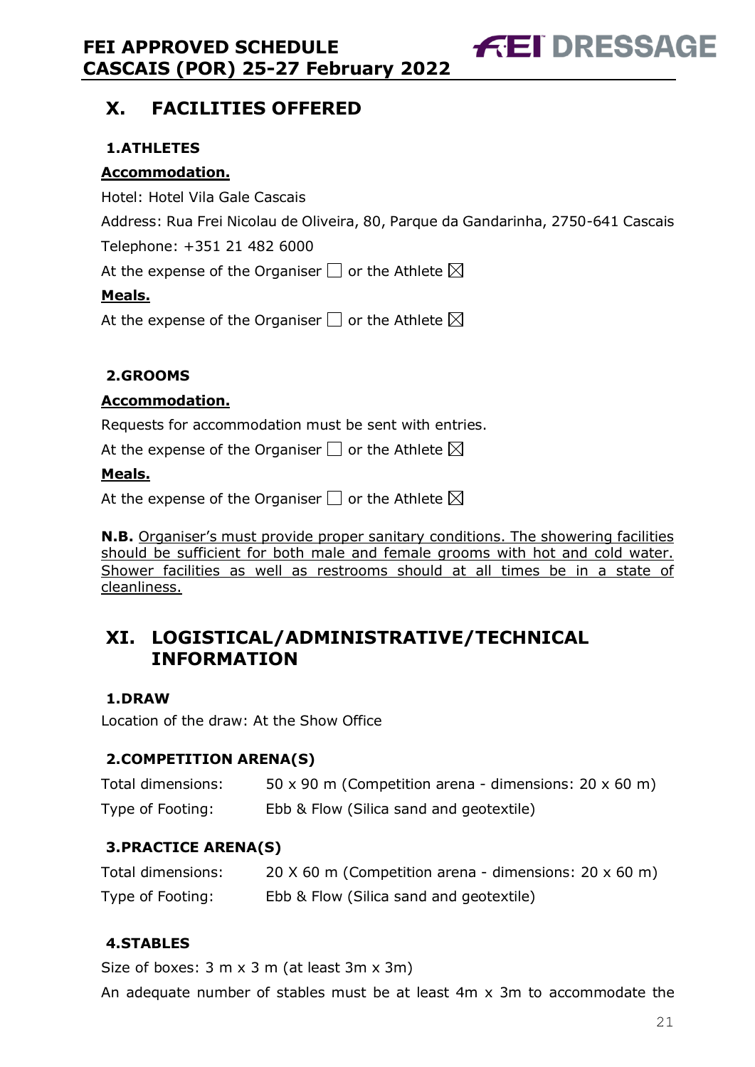## X. FACILITIES OFFERED

### 1.ATHLETES

**Accommodation.**

Hotel: Hotel Vila Gale Cascais

Address: Rua Frei Nicolau de Oliveira, 80, Parque da Gandarinha, 2750-641 Cascais

Telephone: +351 21 482 6000

At the expense of the Organiser ☐ or the Athlete ☒

**Meals.**

At the expense of the Organiser ☐ or the Athlete ☒

### 2.GROOMS

**Accommodation.**

Requests for accommodation must be sent with entries.

At the expense of the Organiser ☐ or the Athlete ☒

**Meals.**

At the expense of the Organiser ☐ or the Athlete ☒

**N.B.** Organiser's must provide proper sanitary conditions. The showering facilities should be sufficient for both male and female grooms with hot and cold water. Shower facilities as well as restrooms should at all times be in a state of cleanliness.

## XI. LOGISTICAL/ADMINISTRATIVE/TECHNICAL INFORMATION

### 1.DRAW

Location of the draw: At the Show Office

### 2.COMPETITION ARENA(S)

| | |
|---|---|
| Total dimensions: | 50 x 90 m (Competition arena - dimensions: 20 x 60 m) |
| Type of Footing: | Ebb & Flow (Silica sand and geotextile) |

### 3.PRACTICE ARENA(S)

| | |
|---|---|
| Total dimensions: | 20 X 60 m (Competition arena - dimensions: 20 x 60 m) |
| Type of Footing: | Ebb & Flow (Silica sand and geotextile) |

### 4.STABLES

Size of boxes: 3 m x 3 m (at least 3m x 3m)

An adequate number of stables must be at least 4m x 3m to accommodate the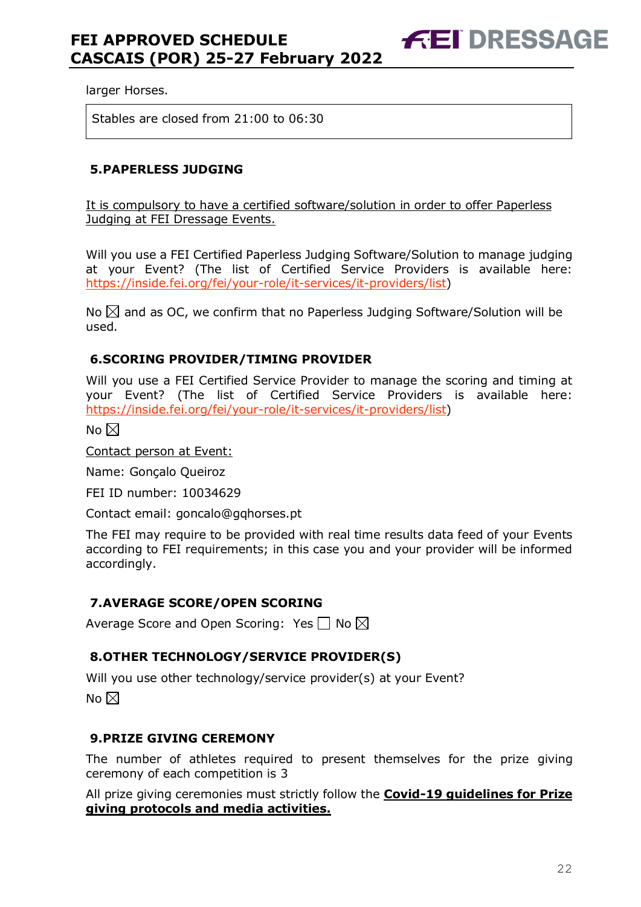larger Horses.

Stables are closed from 21:00 to 06:30

## 5.PAPERLESS JUDGING

It is compulsory to have a certified software/solution in order to offer Paperless Judging at FEI Dressage Events.

Will you use a FEI Certified Paperless Judging Software/Solution to manage judging at your Event? (The list of Certified Service Providers is available here: https://inside.fei.org/fei/your-role/it-services/it-providers/list)

No ☒ and as OC, we confirm that no Paperless Judging Software/Solution will be used.

## 6.SCORING PROVIDER/TIMING PROVIDER

Will you use a FEI Certified Service Provider to manage the scoring and timing at your Event? (The list of Certified Service Providers is available here: https://inside.fei.org/fei/your-role/it-services/it-providers/list)

No ☒

Contact person at Event:

Name: Gonçalo Queiroz

FEI ID number: 10034629

Contact email: goncalo@gqhorses.pt

The FEI may require to be provided with real time results data feed of your Events according to FEI requirements; in this case you and your provider will be informed accordingly.

## 7.AVERAGE SCORE/OPEN SCORING

Average Score and Open Scoring: Yes ☐ No ☒

## 8.OTHER TECHNOLOGY/SERVICE PROVIDER(S)

Will you use other technology/service provider(s) at your Event?

No ☒

## 9.PRIZE GIVING CEREMONY

The number of athletes required to present themselves for the prize giving ceremony of each competition is 3

All prize giving ceremonies must strictly follow the **Covid-19 guidelines for Prize giving protocols and media activities.**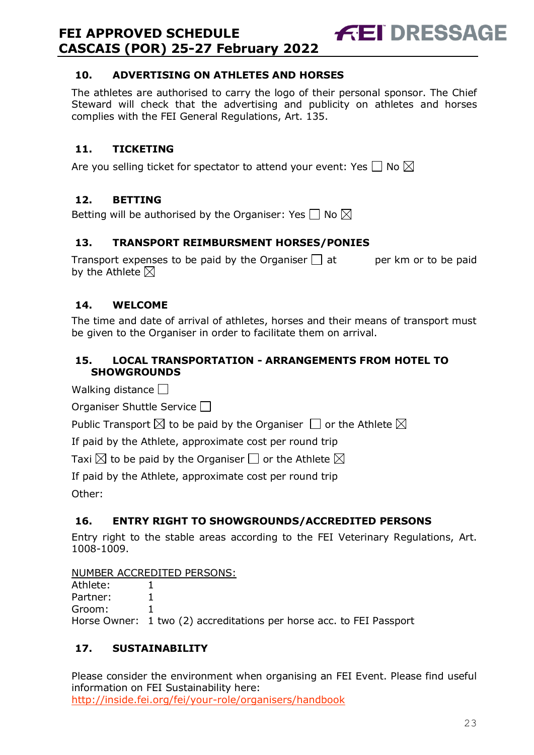## 10. ADVERTISING ON ATHLETES AND HORSES

The athletes are authorised to carry the logo of their personal sponsor. The Chief Steward will check that the advertising and publicity on athletes and horses complies with the FEI General Regulations, Art. 135.

## 11. TICKETING

Are you selling ticket for spectator to attend your event: Yes ☐ No ☒

## 12. BETTING

Betting will be authorised by the Organiser: Yes ☐ No ☒

## 13. TRANSPORT REIMBURSMENT HORSES/PONIES

Transport expenses to be paid by the Organiser ☐ at per km or to be paid by the Athlete ☒

## 14. WELCOME

The time and date of arrival of athletes, horses and their means of transport must be given to the Organiser in order to facilitate them on arrival.

## 15. LOCAL TRANSPORTATION - ARRANGEMENTS FROM HOTEL TO SHOWGROUNDS

Walking distance ☐

Organiser Shuttle Service ☐

Public Transport ☒ to be paid by the Organiser ☐ or the Athlete ☒

If paid by the Athlete, approximate cost per round trip

Taxi ☒ to be paid by the Organiser ☐ or the Athlete ☒

If paid by the Athlete, approximate cost per round trip

Other:

## 16. ENTRY RIGHT TO SHOWGROUNDS/ACCREDITED PERSONS

Entry right to the stable areas according to the FEI Veterinary Regulations, Art. 1008-1009.

NUMBER ACCREDITED PERSONS:

Athlete: 1
Partner: 1
Groom: 1
Horse Owner: 1 two (2) accreditations per horse acc. to FEI Passport

## 17. SUSTAINABILITY

Please consider the environment when organising an FEI Event. Please find useful information on FEI Sustainability here:
http://inside.fei.org/fei/your-role/organisers/handbook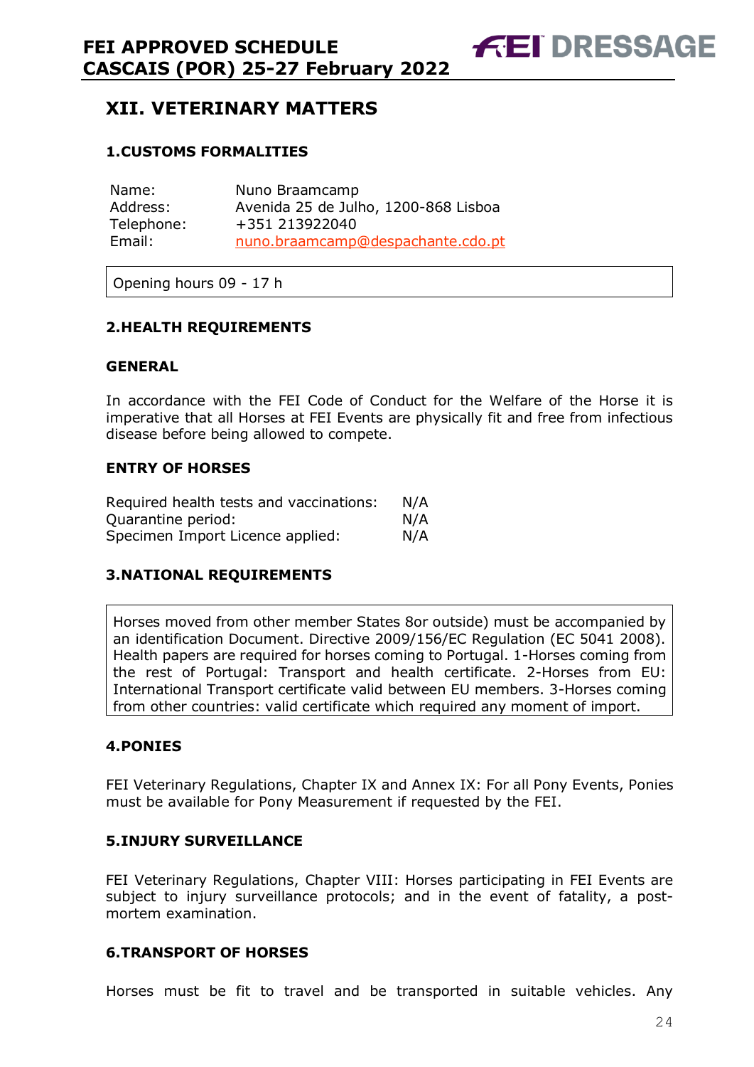## XII. VETERINARY MATTERS

### 1.CUSTOMS FORMALITIES

| | |
|---|---|
| Name: | Nuno Braamcamp |
| Address: | Avenida 25 de Julho, 1200-868 Lisboa |
| Telephone: | +351 213922040 |
| Email: | nuno.braamcamp@despachante.cdo.pt |

Opening hours 09 - 17 h

### 2.HEALTH REQUIREMENTS

#### GENERAL

In accordance with the FEI Code of Conduct for the Welfare of the Horse it is imperative that all Horses at FEI Events are physically fit and free from infectious disease before being allowed to compete.

#### ENTRY OF HORSES

| | |
|---|---|
| Required health tests and vaccinations: | N/A |
| Quarantine period: | N/A |
| Specimen Import Licence applied: | N/A |

### 3.NATIONAL REQUIREMENTS

Horses moved from other member States 8or outside) must be accompanied by an identification Document. Directive 2009/156/EC Regulation (EC 5041 2008). Health papers are required for horses coming to Portugal. 1-Horses coming from the rest of Portugal: Transport and health certificate. 2-Horses from EU: International Transport certificate valid between EU members. 3-Horses coming from other countries: valid certificate which required any moment of import.

### 4.PONIES

FEI Veterinary Regulations, Chapter IX and Annex IX: For all Pony Events, Ponies must be available for Pony Measurement if requested by the FEI.

### 5.INJURY SURVEILLANCE

FEI Veterinary Regulations, Chapter VIII: Horses participating in FEI Events are subject to injury surveillance protocols; and in the event of fatality, a post-mortem examination.

### 6.TRANSPORT OF HORSES

Horses must be fit to travel and be transported in suitable vehicles. Any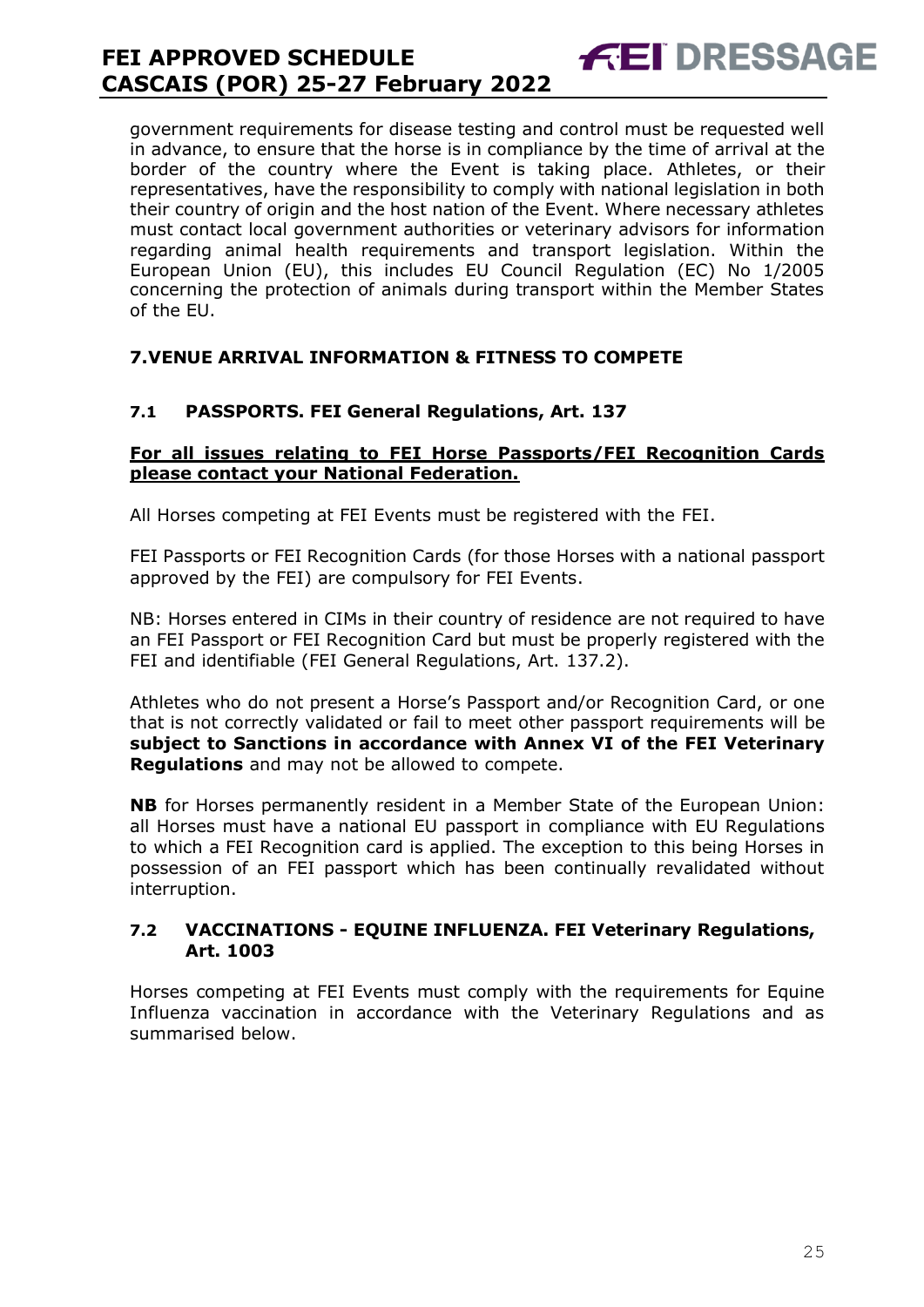government requirements for disease testing and control must be requested well in advance, to ensure that the horse is in compliance by the time of arrival at the border of the country where the Event is taking place. Athletes, or their representatives, have the responsibility to comply with national legislation in both their country of origin and the host nation of the Event. Where necessary athletes must contact local government authorities or veterinary advisors for information regarding animal health requirements and transport legislation. Within the European Union (EU), this includes EU Council Regulation (EC) No 1/2005 concerning the protection of animals during transport within the Member States of the EU.

## 7. VENUE ARRIVAL INFORMATION & FITNESS TO COMPETE

### 7.1 PASSPORTS. FEI General Regulations, Art. 137

**For all issues relating to FEI Horse Passports/FEI Recognition Cards please contact your National Federation.**

All Horses competing at FEI Events must be registered with the FEI.

FEI Passports or FEI Recognition Cards (for those Horses with a national passport approved by the FEI) are compulsory for FEI Events.

NB: Horses entered in CIMs in their country of residence are not required to have an FEI Passport or FEI Recognition Card but must be properly registered with the FEI and identifiable (FEI General Regulations, Art. 137.2).

Athletes who do not present a Horse's Passport and/or Recognition Card, or one that is not correctly validated or fail to meet other passport requirements will be **subject to Sanctions in accordance with Annex VI of the FEI Veterinary Regulations** and may not be allowed to compete.

**NB** for Horses permanently resident in a Member State of the European Union: all Horses must have a national EU passport in compliance with EU Regulations to which a FEI Recognition card is applied. The exception to this being Horses in possession of an FEI passport which has been continually revalidated without interruption.

### 7.2 VACCINATIONS - EQUINE INFLUENZA. FEI Veterinary Regulations, Art. 1003

Horses competing at FEI Events must comply with the requirements for Equine Influenza vaccination in accordance with the Veterinary Regulations and as summarised below.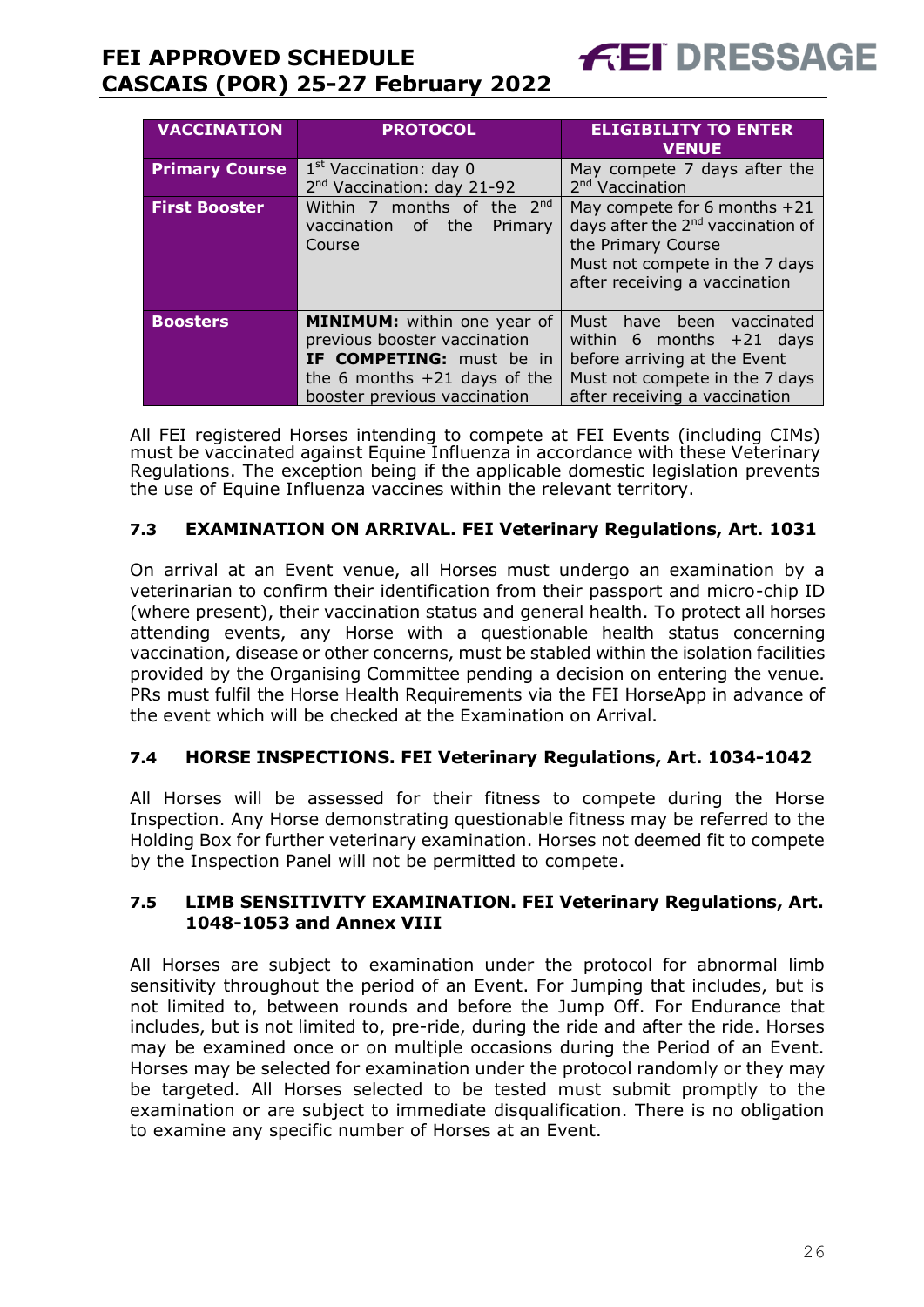| VACCINATION | PROTOCOL | ELIGIBILITY TO ENTER VENUE |
|---|---|---|
| **Primary Course** | 1st Vaccination: day 0<br>2nd Vaccination: day 21-92 | May compete 7 days after the 2nd Vaccination |
| **First Booster** | Within 7 months of the 2nd vaccination of the Primary Course | May compete for 6 months +21 days after the 2nd vaccination of the Primary Course<br>Must not compete in the 7 days after receiving a vaccination |
| **Boosters** | **MINIMUM:** within one year of previous booster vaccination<br>**IF COMPETING:** must be in the 6 months +21 days of the booster previous vaccination | Must have been vaccinated within 6 months +21 days before arriving at the Event<br>Must not compete in the 7 days after receiving a vaccination |

All FEI registered Horses intending to compete at FEI Events (including CIMs) must be vaccinated against Equine Influenza in accordance with these Veterinary Regulations. The exception being if the applicable domestic legislation prevents the use of Equine Influenza vaccines within the relevant territory.

### 7.3 EXAMINATION ON ARRIVAL. FEI Veterinary Regulations, Art. 1031

On arrival at an Event venue, all Horses must undergo an examination by a veterinarian to confirm their identification from their passport and micro-chip ID (where present), their vaccination status and general health. To protect all horses attending events, any Horse with a questionable health status concerning vaccination, disease or other concerns, must be stabled within the isolation facilities provided by the Organising Committee pending a decision on entering the venue. PRs must fulfil the Horse Health Requirements via the FEI HorseApp in advance of the event which will be checked at the Examination on Arrival.

### 7.4 HORSE INSPECTIONS. FEI Veterinary Regulations, Art. 1034-1042

All Horses will be assessed for their fitness to compete during the Horse Inspection. Any Horse demonstrating questionable fitness may be referred to the Holding Box for further veterinary examination. Horses not deemed fit to compete by the Inspection Panel will not be permitted to compete.

### 7.5 LIMB SENSITIVITY EXAMINATION. FEI Veterinary Regulations, Art. 1048-1053 and Annex VIII

All Horses are subject to examination under the protocol for abnormal limb sensitivity throughout the period of an Event. For Jumping that includes, but is not limited to, between rounds and before the Jump Off. For Endurance that includes, but is not limited to, pre-ride, during the ride and after the ride. Horses may be examined once or on multiple occasions during the Period of an Event. Horses may be selected for examination under the protocol randomly or they may be targeted. All Horses selected to be tested must submit promptly to the examination or are subject to immediate disqualification. There is no obligation to examine any specific number of Horses at an Event.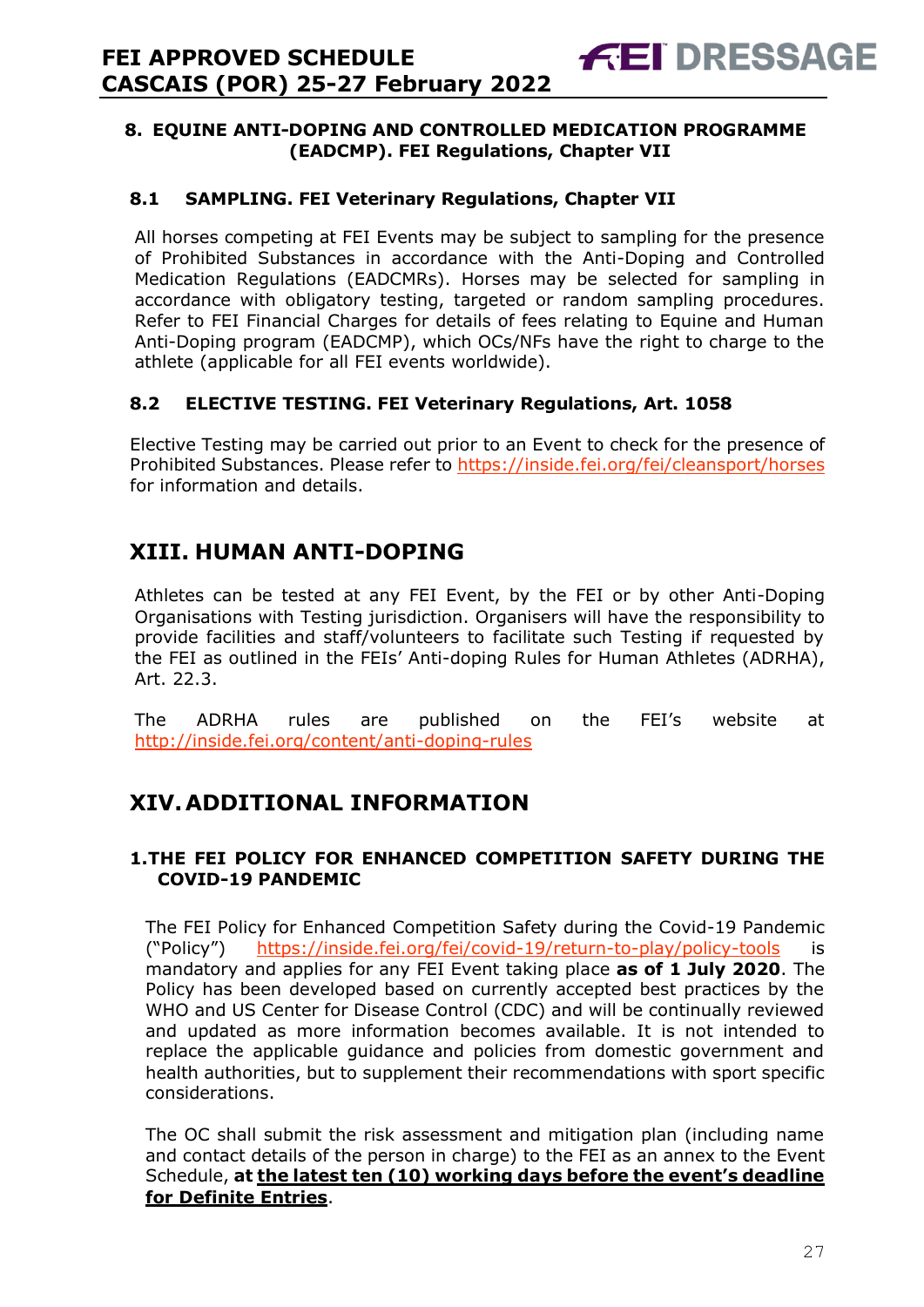### 8. EQUINE ANTI-DOPING AND CONTROLLED MEDICATION PROGRAMME (EADCMP). FEI Regulations, Chapter VII

#### 8.1 SAMPLING. FEI Veterinary Regulations, Chapter VII

All horses competing at FEI Events may be subject to sampling for the presence of Prohibited Substances in accordance with the Anti-Doping and Controlled Medication Regulations (EADCMRs). Horses may be selected for sampling in accordance with obligatory testing, targeted or random sampling procedures. Refer to FEI Financial Charges for details of fees relating to Equine and Human Anti-Doping program (EADCMP), which OCs/NFs have the right to charge to the athlete (applicable for all FEI events worldwide).

#### 8.2 ELECTIVE TESTING. FEI Veterinary Regulations, Art. 1058

Elective Testing may be carried out prior to an Event to check for the presence of Prohibited Substances. Please refer to https://inside.fei.org/fei/cleansport/horses for information and details.

## XIII. HUMAN ANTI-DOPING

Athletes can be tested at any FEI Event, by the FEI or by other Anti-Doping Organisations with Testing jurisdiction. Organisers will have the responsibility to provide facilities and staff/volunteers to facilitate such Testing if requested by the FEI as outlined in the FEIs' Anti-doping Rules for Human Athletes (ADRHA), Art. 22.3.

The ADRHA rules are published on the FEI's website at http://inside.fei.org/content/anti-doping-rules

## XIV. ADDITIONAL INFORMATION

### 1. THE FEI POLICY FOR ENHANCED COMPETITION SAFETY DURING THE COVID-19 PANDEMIC

The FEI Policy for Enhanced Competition Safety during the Covid-19 Pandemic ("Policy") https://inside.fei.org/fei/covid-19/return-to-play/policy-tools is mandatory and applies for any FEI Event taking place **as of 1 July 2020**. The Policy has been developed based on currently accepted best practices by the WHO and US Center for Disease Control (CDC) and will be continually reviewed and updated as more information becomes available. It is not intended to replace the applicable guidance and policies from domestic government and health authorities, but to supplement their recommendations with sport specific considerations.

The OC shall submit the risk assessment and mitigation plan (including name and contact details of the person in charge) to the FEI as an annex to the Event Schedule, **at the latest ten (10) working days before the event's deadline for Definite Entries**.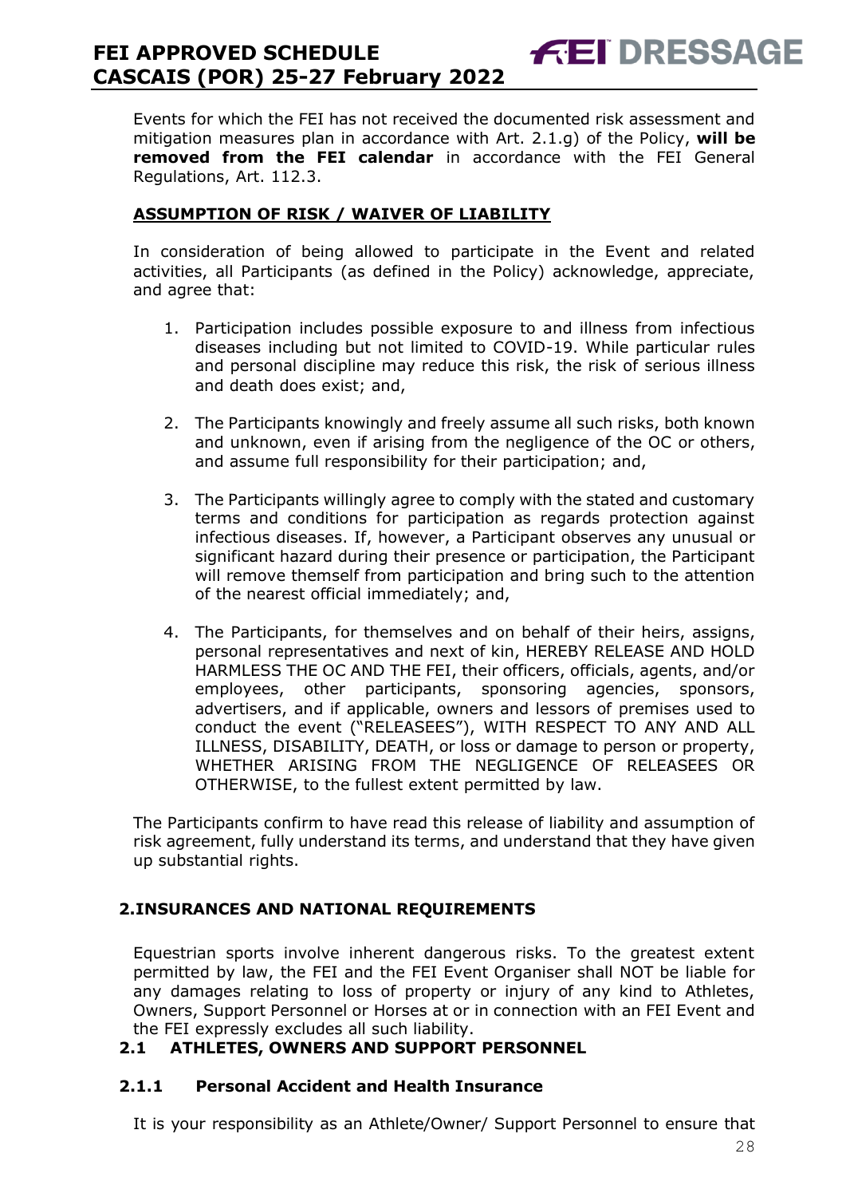Events for which the FEI has not received the documented risk assessment and mitigation measures plan in accordance with Art. 2.1.g) of the Policy, **will be removed from the FEI calendar** in accordance with the FEI General Regulations, Art. 112.3.

**ASSUMPTION OF RISK / WAIVER OF LIABILITY**

In consideration of being allowed to participate in the Event and related activities, all Participants (as defined in the Policy) acknowledge, appreciate, and agree that:

1. Participation includes possible exposure to and illness from infectious diseases including but not limited to COVID-19. While particular rules and personal discipline may reduce this risk, the risk of serious illness and death does exist; and,

2. The Participants knowingly and freely assume all such risks, both known and unknown, even if arising from the negligence of the OC or others, and assume full responsibility for their participation; and,

3. The Participants willingly agree to comply with the stated and customary terms and conditions for participation as regards protection against infectious diseases. If, however, a Participant observes any unusual or significant hazard during their presence or participation, the Participant will remove themself from participation and bring such to the attention of the nearest official immediately; and,

4. The Participants, for themselves and on behalf of their heirs, assigns, personal representatives and next of kin, HEREBY RELEASE AND HOLD HARMLESS THE OC AND THE FEI, their officers, officials, agents, and/or employees, other participants, sponsoring agencies, sponsors, advertisers, and if applicable, owners and lessors of premises used to conduct the event ("RELEASEES"), WITH RESPECT TO ANY AND ALL ILLNESS, DISABILITY, DEATH, or loss or damage to person or property, WHETHER ARISING FROM THE NEGLIGENCE OF RELEASEES OR OTHERWISE, to the fullest extent permitted by law.

The Participants confirm to have read this release of liability and assumption of risk agreement, fully understand its terms, and understand that they have given up substantial rights.

## 2. INSURANCES AND NATIONAL REQUIREMENTS

Equestrian sports involve inherent dangerous risks. To the greatest extent permitted by law, the FEI and the FEI Event Organiser shall NOT be liable for any damages relating to loss of property or injury of any kind to Athletes, Owners, Support Personnel or Horses at or in connection with an FEI Event and the FEI expressly excludes all such liability.

### 2.1 ATHLETES, OWNERS AND SUPPORT PERSONNEL

#### 2.1.1 Personal Accident and Health Insurance

It is your responsibility as an Athlete/Owner/ Support Personnel to ensure that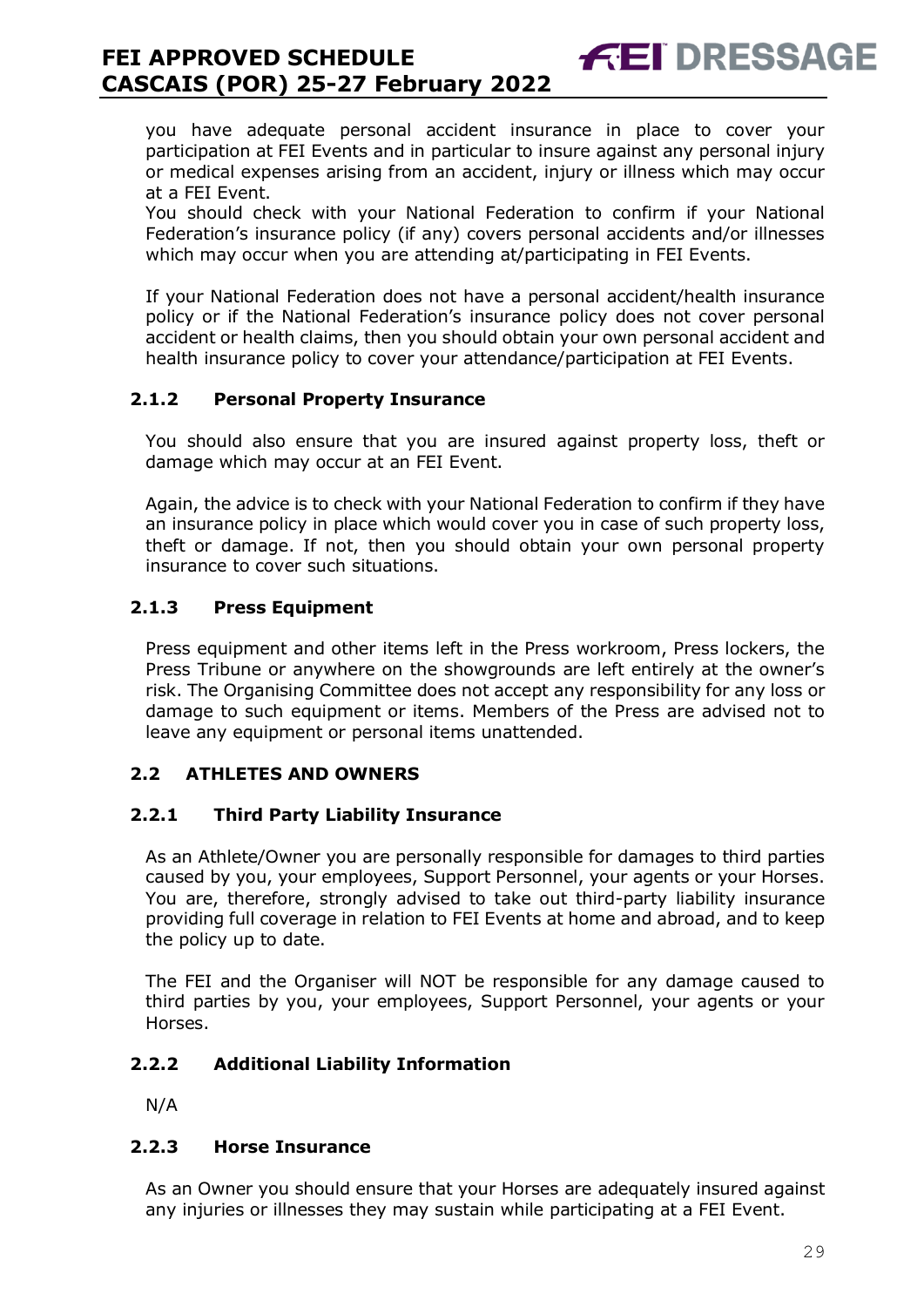you have adequate personal accident insurance in place to cover your participation at FEI Events and in particular to insure against any personal injury or medical expenses arising from an accident, injury or illness which may occur at a FEI Event.

You should check with your National Federation to confirm if your National Federation's insurance policy (if any) covers personal accidents and/or illnesses which may occur when you are attending at/participating in FEI Events.

If your National Federation does not have a personal accident/health insurance policy or if the National Federation's insurance policy does not cover personal accident or health claims, then you should obtain your own personal accident and health insurance policy to cover your attendance/participation at FEI Events.

#### 2.1.2 Personal Property Insurance

You should also ensure that you are insured against property loss, theft or damage which may occur at an FEI Event.

Again, the advice is to check with your National Federation to confirm if they have an insurance policy in place which would cover you in case of such property loss, theft or damage. If not, then you should obtain your own personal property insurance to cover such situations.

#### 2.1.3 Press Equipment

Press equipment and other items left in the Press workroom, Press lockers, the Press Tribune or anywhere on the showgrounds are left entirely at the owner's risk. The Organising Committee does not accept any responsibility for any loss or damage to such equipment or items. Members of the Press are advised not to leave any equipment or personal items unattended.

### 2.2 ATHLETES AND OWNERS

#### 2.2.1 Third Party Liability Insurance

As an Athlete/Owner you are personally responsible for damages to third parties caused by you, your employees, Support Personnel, your agents or your Horses. You are, therefore, strongly advised to take out third-party liability insurance providing full coverage in relation to FEI Events at home and abroad, and to keep the policy up to date.

The FEI and the Organiser will NOT be responsible for any damage caused to third parties by you, your employees, Support Personnel, your agents or your Horses.

#### 2.2.2 Additional Liability Information

N/A

#### 2.2.3 Horse Insurance

As an Owner you should ensure that your Horses are adequately insured against any injuries or illnesses they may sustain while participating at a FEI Event.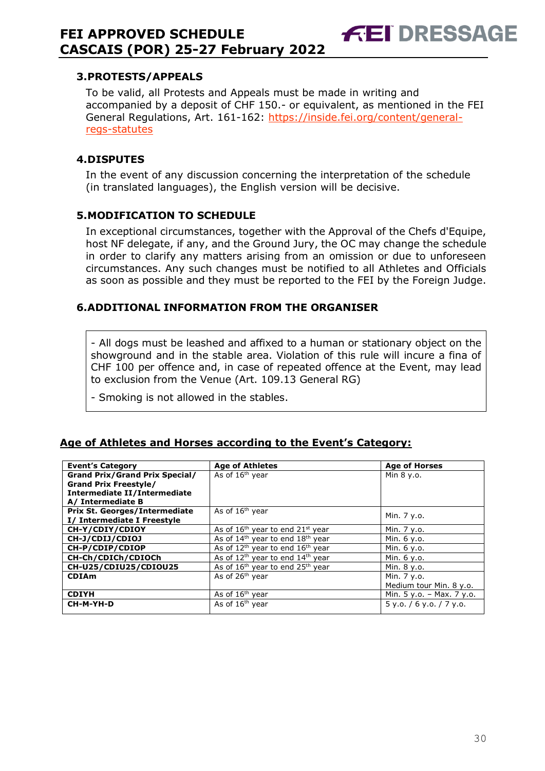## 3. PROTESTS/APPEALS

To be valid, all Protests and Appeals must be made in writing and accompanied by a deposit of CHF 150.- or equivalent, as mentioned in the FEI General Regulations, Art. 161-162: https://inside.fei.org/content/general-regs-statutes

## 4. DISPUTES

In the event of any discussion concerning the interpretation of the schedule (in translated languages), the English version will be decisive.

## 5. MODIFICATION TO SCHEDULE

In exceptional circumstances, together with the Approval of the Chefs d'Equipe, host NF delegate, if any, and the Ground Jury, the OC may change the schedule in order to clarify any matters arising from an omission or due to unforeseen circumstances. Any such changes must be notified to all Athletes and Officials as soon as possible and they must be reported to the FEI by the Foreign Judge.

## 6. ADDITIONAL INFORMATION FROM THE ORGANISER

- All dogs must be leashed and affixed to a human or stationary object on the showground and in the stable area. Violation of this rule will incure a fina of CHF 100 per offence and, in case of repeated offence at the Event, may lead to exclusion from the Venue (Art. 109.13 General RG)

- Smoking is not allowed in the stables.

## Age of Athletes and Horses according to the Event's Category:

| Event's Category | Age of Athletes | Age of Horses |
|---|---|---|
| **Grand Prix/Grand Prix Special/ Grand Prix Freestyle/ Intermediate II/Intermediate A/ Intermediate B** | As of 16th year | Min 8 y.o. |
| **Prix St. Georges/Intermediate I/ Intermediate I Freestyle** | As of 16th year | Min. 7 y.o. |
| **CH-Y/CDIY/CDIOY** | As of 16th year to end 21st year | Min. 7 y.o. |
| **CH-J/CDIJ/CDIOJ** | As of 14th year to end 18th year | Min. 6 y.o. |
| **CH-P/CDIP/CDIOP** | As of 12th year to end 16th year | Min. 6 y.o. |
| **CH-Ch/CDICh/CDIOCh** | As of 12th year to end 14th year | Min. 6 y.o. |
| **CH-U25/CDIU25/CDIOU25** | As of 16th year to end 25th year | Min. 8 y.o. |
| **CDIAm** | As of 26th year | Min. 7 y.o.<br>Medium tour Min. 8 y.o. |
| **CDIYH** | As of 16th year | Min. 5 y.o. – Max. 7 y.o. |
| **CH-M-YH-D** | As of 16th year | 5 y.o. / 6 y.o. / 7 y.o. |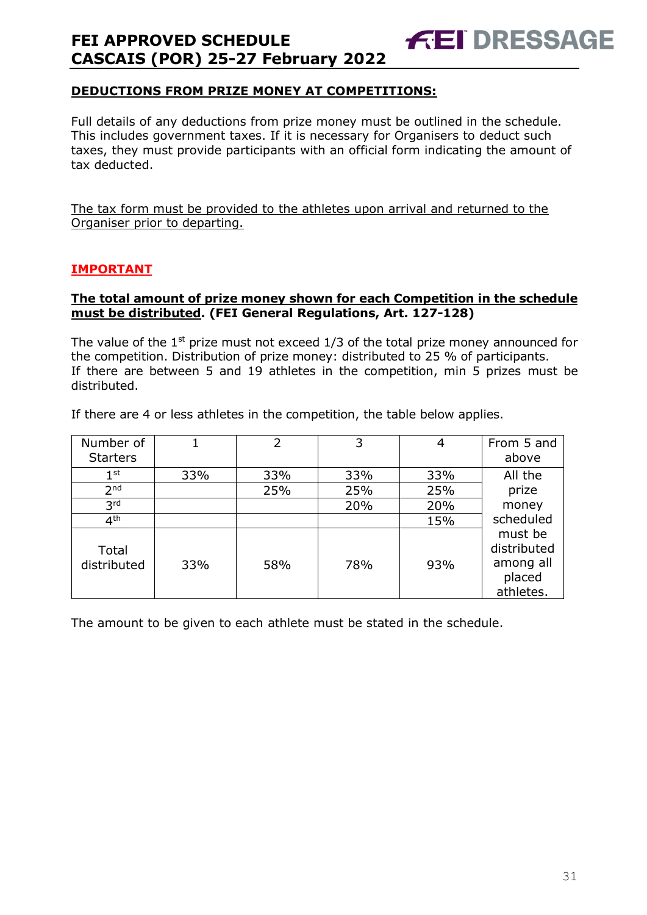**DEDUCTIONS FROM PRIZE MONEY AT COMPETITIONS:**

Full details of any deductions from prize money must be outlined in the schedule. This includes government taxes. If it is necessary for Organisers to deduct such taxes, they must provide participants with an official form indicating the amount of tax deducted.

The tax form must be provided to the athletes upon arrival and returned to the Organiser prior to departing.

**IMPORTANT**

**The total amount of prize money shown for each Competition in the schedule must be distributed. (FEI General Regulations, Art. 127-128)**

The value of the 1st prize must not exceed 1/3 of the total prize money announced for the competition. Distribution of prize money: distributed to 25 % of participants.
If there are between 5 and 19 athletes in the competition, min 5 prizes must be distributed.

If there are 4 or less athletes in the competition, the table below applies.

| Number of Starters | 1 | 2 | 3 | 4 | From 5 and above |
|---|---|---|---|---|---|
| 1st | 33% | 33% | 33% | 33% | All the prize money scheduled must be distributed among all placed athletes. |
| 2nd | | 25% | 25% | 25% | |
| 3rd | | | 20% | 20% | |
| 4th | | | | 15% | |
| Total distributed | 33% | 58% | 78% | 93% | |

The amount to be given to each athlete must be stated in the schedule.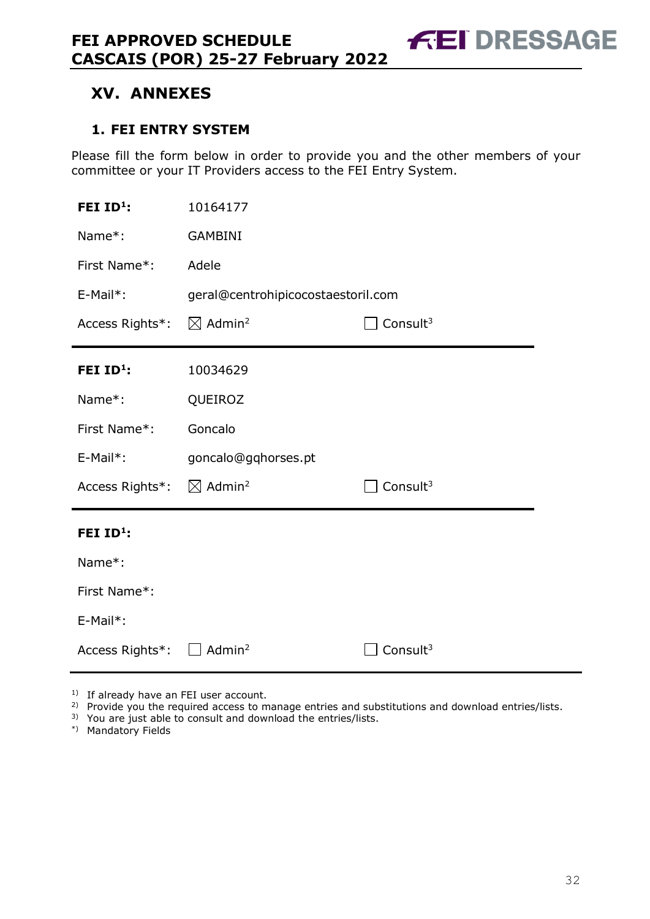# XV. ANNEXES

## 1. FEI ENTRY SYSTEM

Please fill the form below in order to provide you and the other members of your committee or your IT Providers access to the FEI Entry System.

| | | |
|---|---|---|
| **FEI ID[1]:** | 10164177 | |
| Name*: | GAMBINI | |
| First Name*: | Adele | |
| E-Mail*: | geral@centrohipicocostaestoril.com | |
| Access Rights*: | ☒ Admin[2] | ☐ Consult[3] |

| | | |
|---|---|---|
| **FEI ID[1]:** | 10034629 | |
| Name*: | QUEIROZ | |
| First Name*: | Goncalo | |
| E-Mail*: | goncalo@gqhorses.pt | |
| Access Rights*: | ☒ Admin[2] | ☐ Consult[3] |

| | | |
|---|---|---|
| **FEI ID[1]:** | | |
| Name*: | | |
| First Name*: | | |
| E-Mail*: | | |
| Access Rights*: | ☐ Admin[2] | ☐ Consult[3] |

[1] If already have an FEI user account.
[2] Provide you the required access to manage entries and substitutions and download entries/lists.
[3] You are just able to consult and download the entries/lists.
*) Mandatory Fields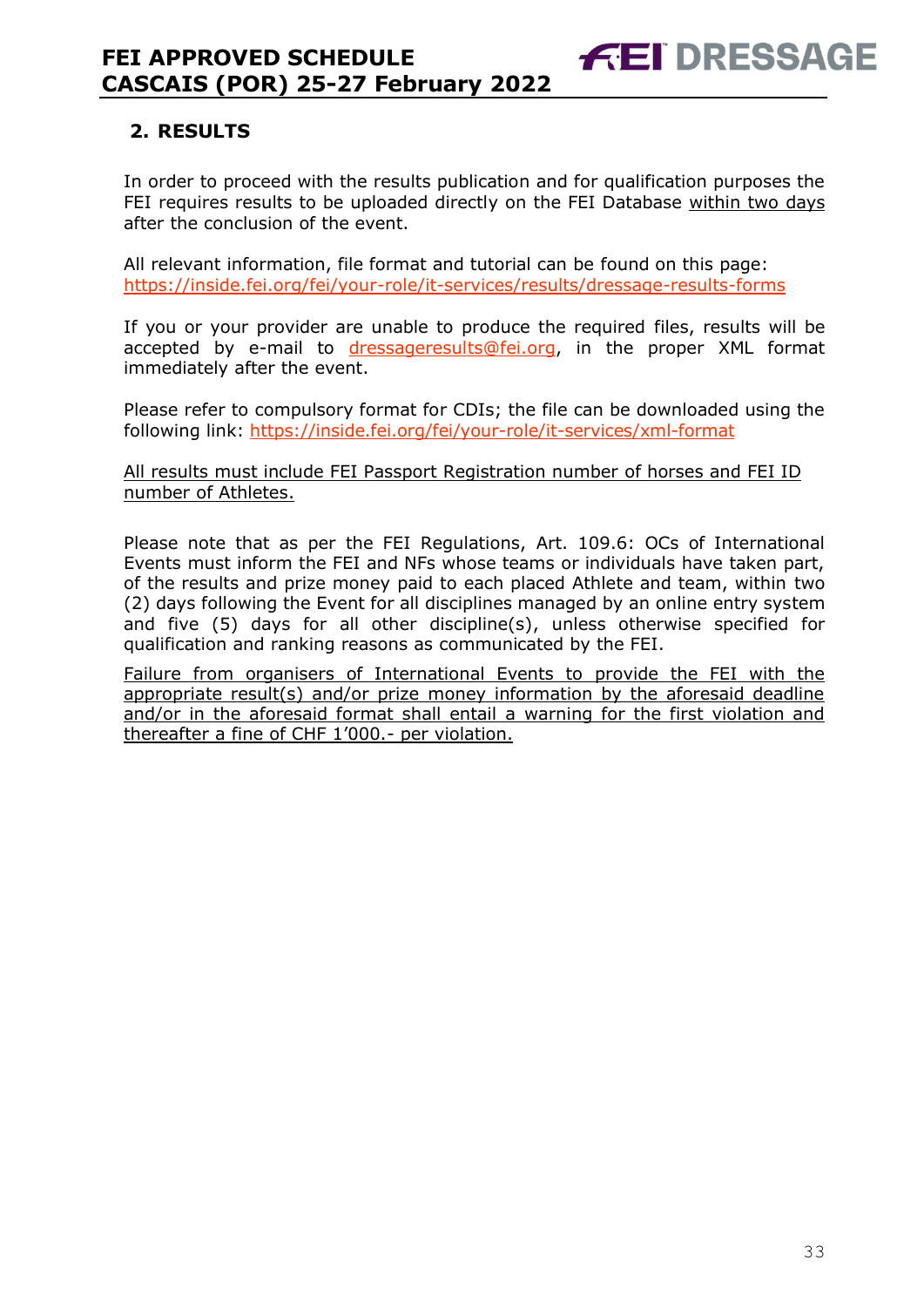## 2. RESULTS

In order to proceed with the results publication and for qualification purposes the FEI requires results to be uploaded directly on the FEI Database within two days after the conclusion of the event.

All relevant information, file format and tutorial can be found on this page: https://inside.fei.org/fei/your-role/it-services/results/dressage-results-forms

If you or your provider are unable to produce the required files, results will be accepted by e-mail to dressageresults@fei.org, in the proper XML format immediately after the event.

Please refer to compulsory format for CDIs; the file can be downloaded using the following link: https://inside.fei.org/fei/your-role/it-services/xml-format

All results must include FEI Passport Registration number of horses and FEI ID number of Athletes.

Please note that as per the FEI Regulations, Art. 109.6: OCs of International Events must inform the FEI and NFs whose teams or individuals have taken part, of the results and prize money paid to each placed Athlete and team, within two (2) days following the Event for all disciplines managed by an online entry system and five (5) days for all other discipline(s), unless otherwise specified for qualification and ranking reasons as communicated by the FEI.

Failure from organisers of International Events to provide the FEI with the appropriate result(s) and/or prize money information by the aforesaid deadline and/or in the aforesaid format shall entail a warning for the first violation and thereafter a fine of CHF 1'000.- per violation.